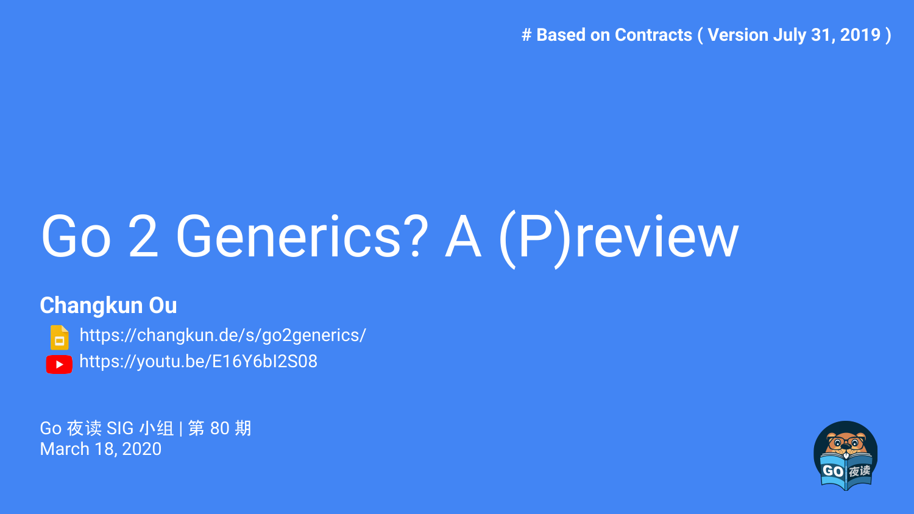# Based on Contracts ( Version July 31, 2019 )

# Go 2 Generics? A (P)review

**Changkun Ou**

https://changkun.de/s/go2generics/

https://youtu.be/E16Y6bI2S08

Go 夜读 SIG 小组 | 第 80 期
March 18, 2020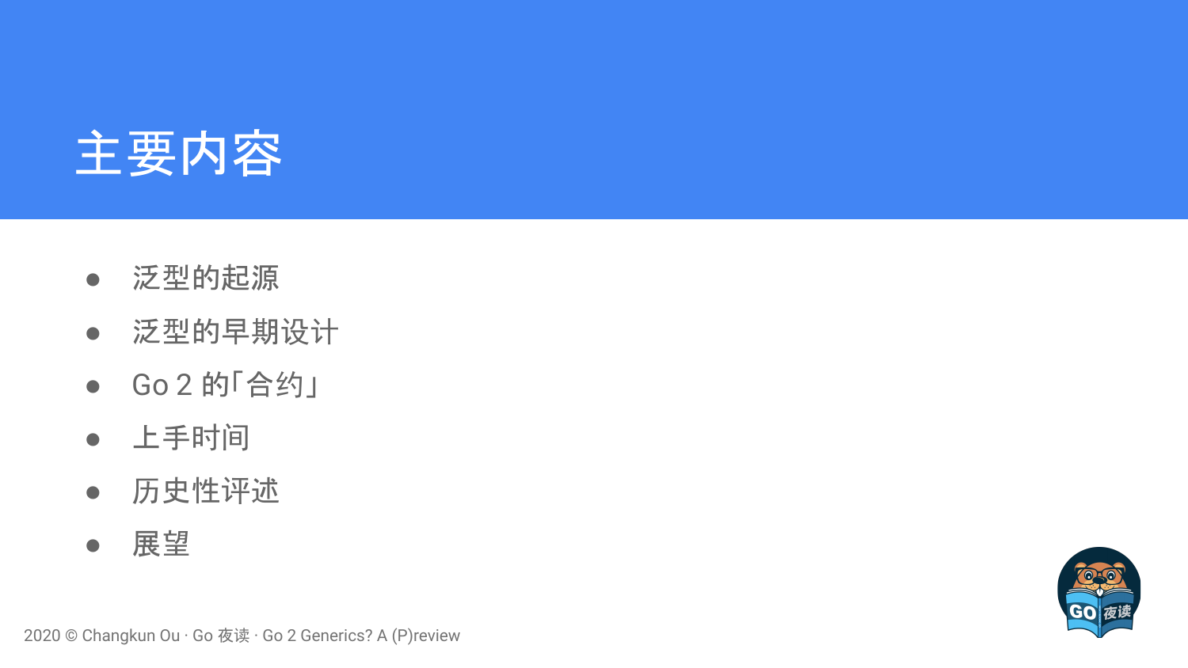# 主要内容

- 泛型的起源
- 泛型的早期设计
- Go 2 的「合约」
- 上手时间
- 历史性评述
- 展望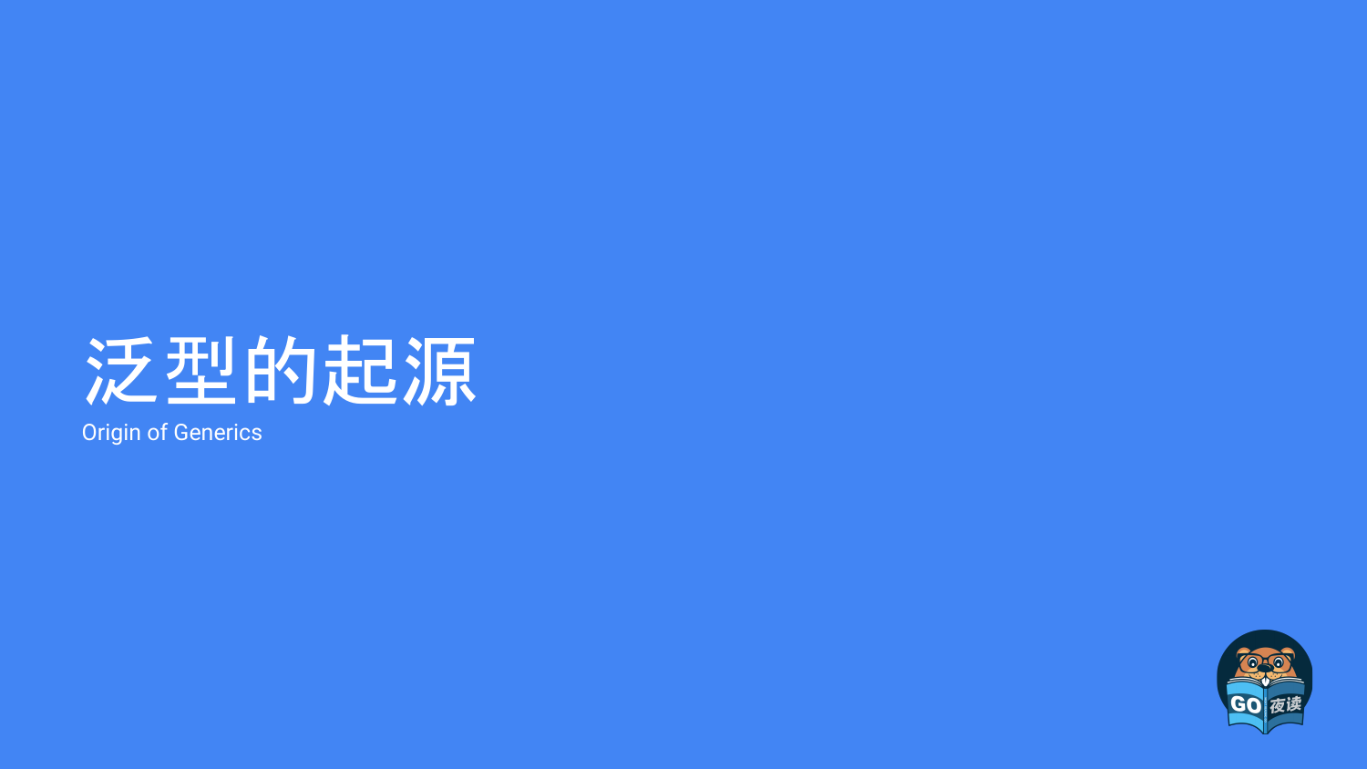# 泛型的起源

Origin of Generics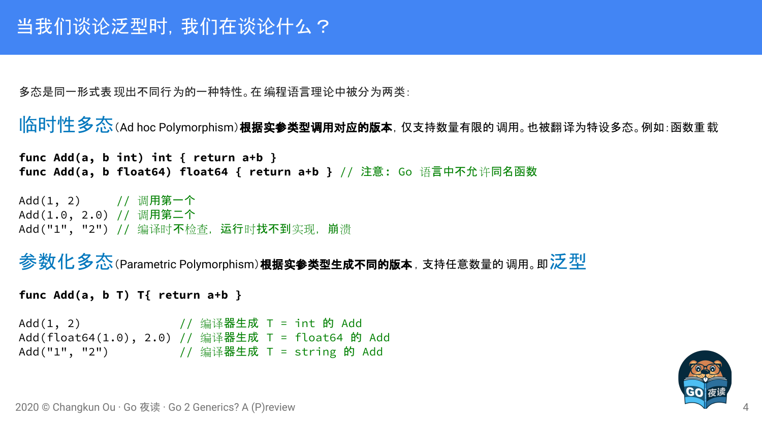# 当我们谈论泛型时，我们在谈论什么？

多态是同一形式表现出不同行为的一种特性。在编程语言理论中被分为两类：

**临时性多态**(Ad hoc Polymorphism)**根据实参类型调用对应的版本**，仅支持数量有限的调用。也被翻译为特设多态。例如：函数重载

```
func Add(a, b int) int { return a+b }
func Add(a, b float64) float64 { return a+b } // 注意：Go 语言中不允许同名函数

Add(1, 2)     // 调用第一个
Add(1.0, 2.0) // 调用第二个
Add("1", "2") // 编译时不检查，运行时找不到实现，崩溃
```

**参数化多态**(Parametric Polymorphism)**根据实参类型生成不同的版本**，支持任意数量的调用。即**泛型**

```
func Add(a, b T) T{ return a+b }

Add(1, 2)              // 编译器生成 T = int 的 Add
Add(float64(1.0), 2.0) // 编译器生成 T = float64 的 Add
Add("1", "2")          // 编译器生成 T = string 的 Add
```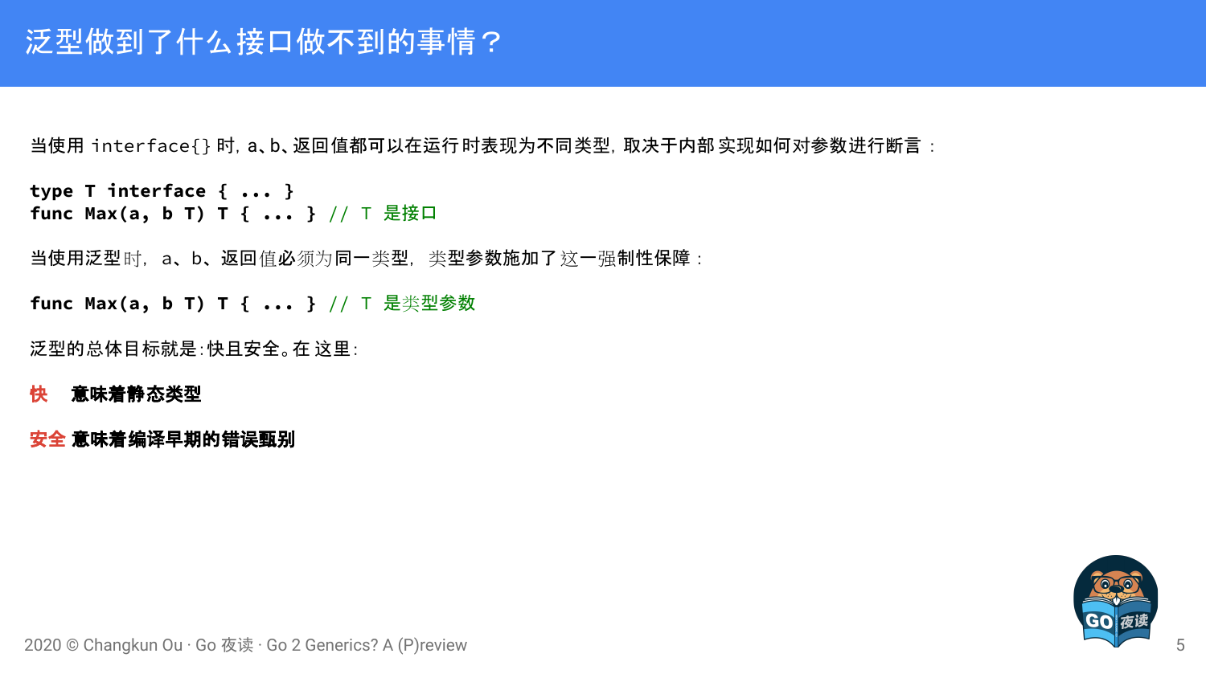# 泛型做到了什么接口做不到的事情？

当使用 interface{} 时，a、b、返回值都可以在运行时表现为不同类型，取决于内部实现如何对参数进行断言：

```
type T interface { ... }
func Max(a, b T) T { ... } // T 是接口
```

当使用泛型时，a、b、返回值必须为同一类型，类型参数施加了这一强制性保障：

```
func Max(a, b T) T { ... } // T 是类型参数
```

泛型的总体目标就是：快且安全。在 这里：

**快 意味着静态类型**

**安全 意味着编译早期的错误甄别**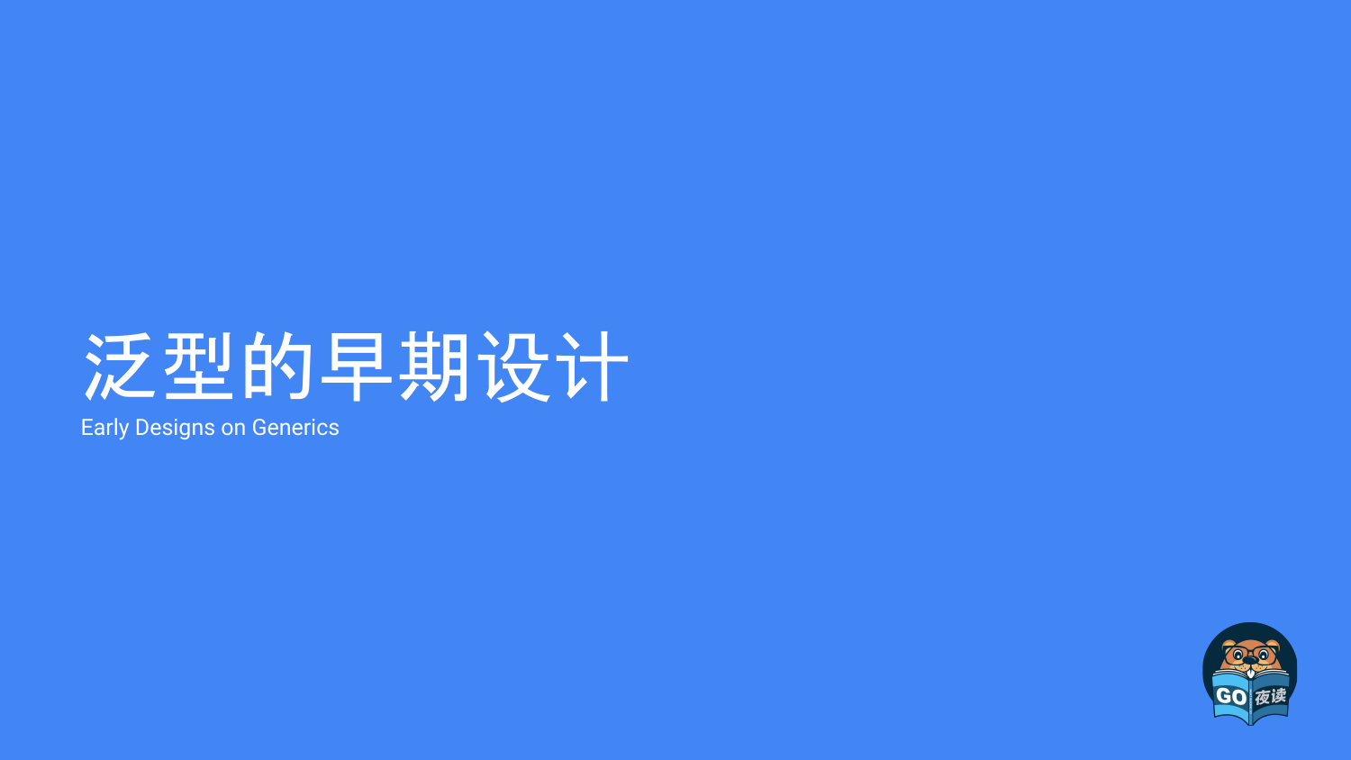# 泛型的早期设计

Early Designs on Generics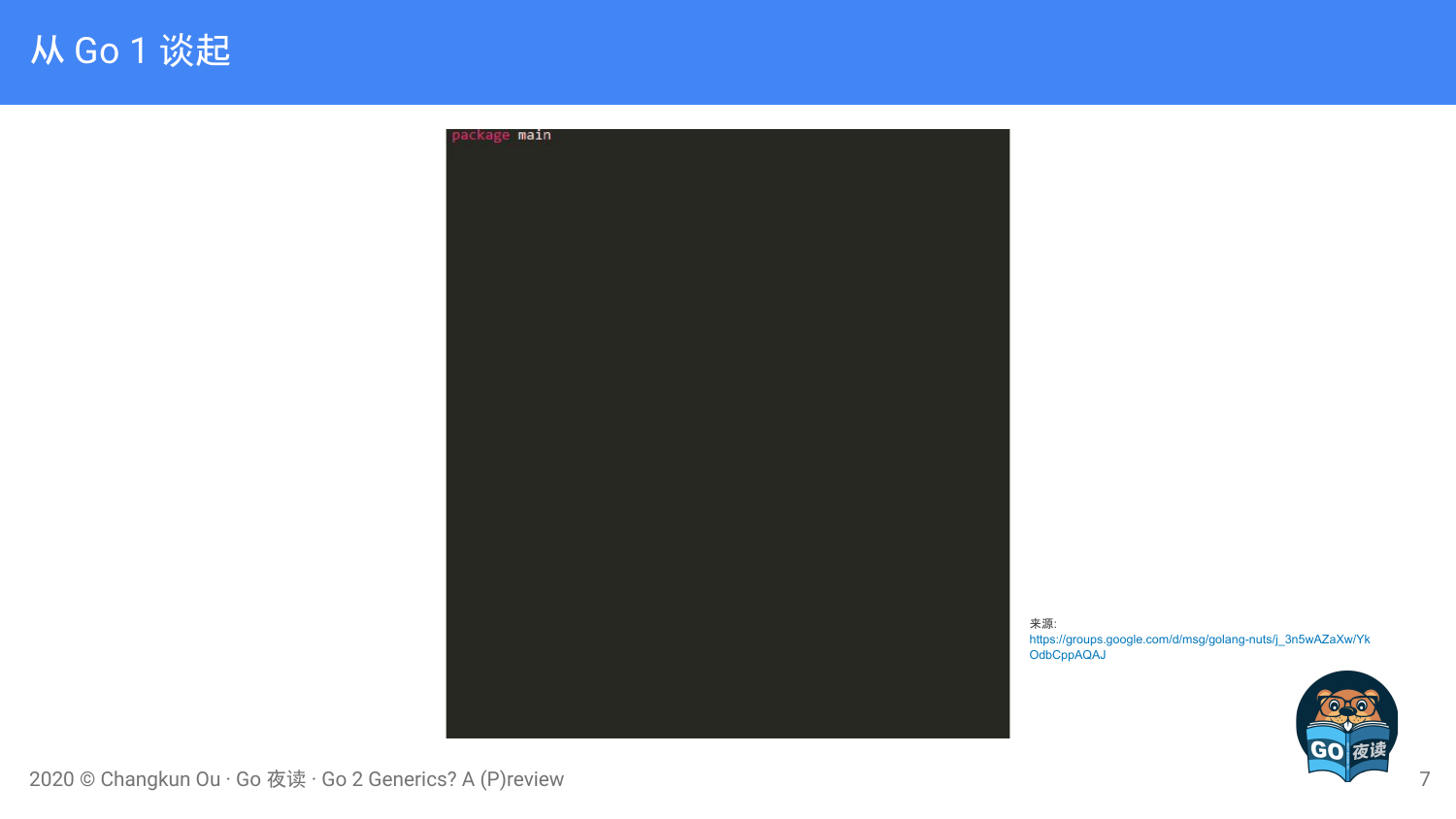# 从 Go 1 谈起

```go
package main
```

来源:
https://groups.google.com/d/msg/golang-nuts/j_3n5wAZaXw/YkOdbCppAQAJ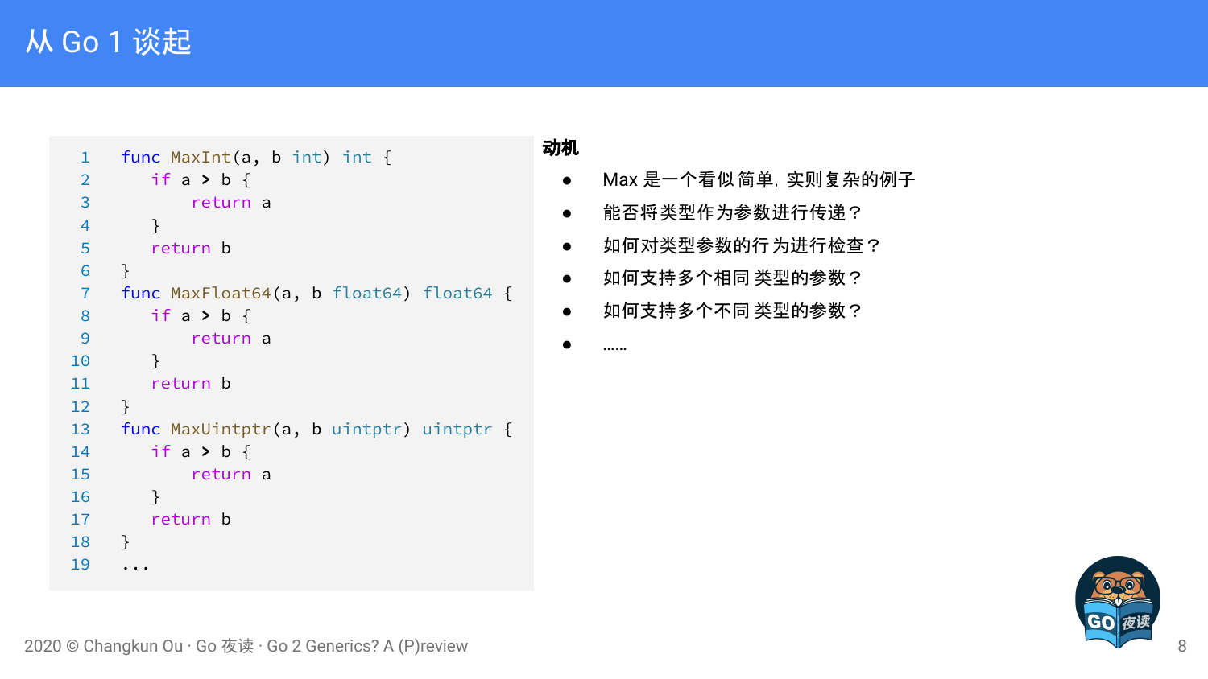# 从 Go 1 谈起

```go
func MaxInt(a, b int) int {
	if a > b {
		return a
	}
	return b
}
func MaxFloat64(a, b float64) float64 {
	if a > b {
		return a
	}
	return b
}
func MaxUintptr(a, b uintptr) uintptr {
	if a > b {
		return a
	}
	return b
}
...
```

**动机**

- Max 是一个看似简单，实则复杂的例子
- 能否将类型作为参数进行传递？
- 如何对类型参数的行为进行检查？
- 如何支持多个相同类型的参数？
- 如何支持多个不同类型的参数？
- ……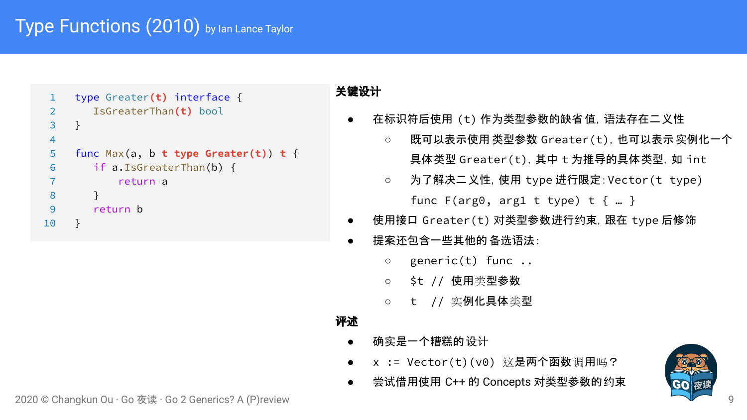# Type Functions (2010) by Ian Lance Taylor

```go
type Greater(t) interface {
    IsGreaterThan(t) bool
}

func Max(a, b t type Greater(t)) t {
    if a.IsGreaterThan(b) {
        return a
    }
    return b
}
```

**关键设计**

- 在标识符后使用 (t) 作为类型参数的缺省值，语法存在二义性
  - 既可以表示使用类型参数 Greater(t)，也可以表示实例化一个具体类型 Greater(t)，其中 t 为推导的具体类型，如 int
  - 为了解决二义性，使用 type 进行限定：Vector(t type)
    func F(arg0, arg1 t type) t { … }
- 使用接口 Greater(t) 对类型参数进行约束，跟在 type 后修饰
- 提案还包含一些其他的备选语法：
  - generic(t) func ..
  - $t // 使用类型参数
  - t  // 实例化具体类型

**评述**

- 确实是一个糟糕的设计
- x := Vector(t)(v0) 这是两个函数调用吗？
- 尝试借用使用 C++ 的 Concepts 对类型参数的约束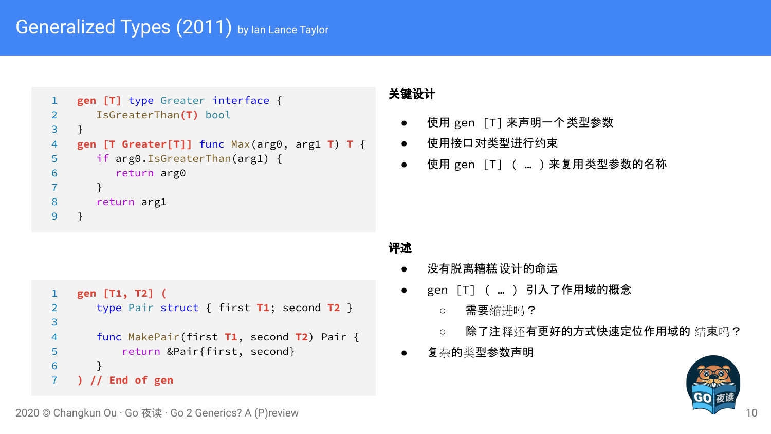# Generalized Types (2011) by Ian Lance Taylor

```go
gen [T] type Greater interface {
    IsGreaterThan(T) bool
}
gen [T Greater[T]] func Max(arg0, arg1 T) T {
    if arg0.IsGreaterThan(arg1) {
        return arg0
    }
    return arg1
}
```

```go
gen [T1, T2] (
    type Pair struct { first T1; second T2 }

    func MakePair(first T1, second T2) Pair {
        return &Pair{first, second}
    }
) // End of gen
```

**关键设计**

- 使用 gen [T] 来声明一个类型参数
- 使用接口对类型进行约束
- 使用 gen [T] ( … ) 来复用类型参数的名称

**评述**

- 没有脱离糟糕设计的命运
- gen [T] ( … ) 引入了作用域的概念
  - 需要缩进吗？
  - 除了注释还有更好的方式快速定位作用域的 结束吗？
- 复杂的类型参数声明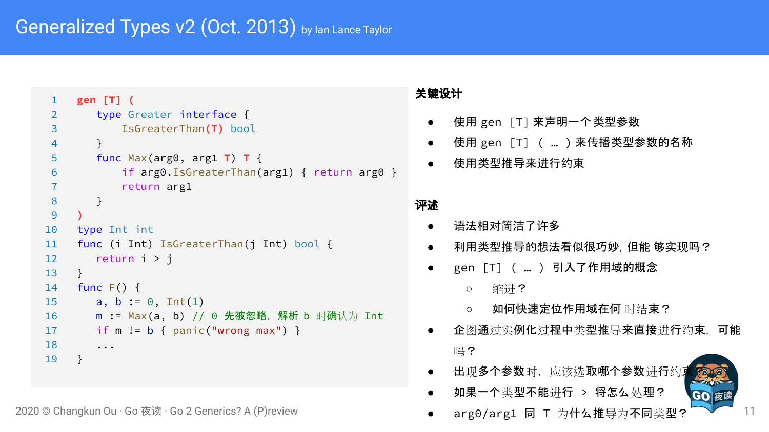# Generalized Types v2 (Oct. 2013) by Ian Lance Taylor

```go
gen [T] (
    type Greater interface {
        IsGreaterThan(T) bool
    }
    func Max(arg0, arg1 T) T {
        if arg0.IsGreaterThan(arg1) { return arg0 }
        return arg1
    }
)
type Int int
func (i Int) IsGreaterThan(j Int) bool {
    return i > j
}
func F() {
    a, b := 0, Int(1)
    m := Max(a, b) // 0 先被忽略，解析 b 时确认为 Int
    if m != b { panic("wrong max") }
    ...
}
```

**关键设计**

- 使用 gen [T] 来声明一个类型参数
- 使用 gen [T] ( … ) 来传播类型参数的名称
- 使用类型推导来进行约束

**评述**

- 语法相对简洁了许多
- 利用类型推导的想法看似很巧妙，但能 够实现吗？
- gen [T] ( … ) 引入了作用域的概念
  - 缩进？
  - 如何快速定位作用域在何 时结束？
- 企图通过实例化过程中类型推导来直接进行约束，可能吗？
- 出现多个参数时，应该选取哪个参数进行约束？
- 如果一个类型不能进行 > 将怎么处理？
- arg0/arg1 同 T 为什么推导为不同类型？

2020 © Changkun Ou · Go 夜读 · Go 2 Generics? A (P)review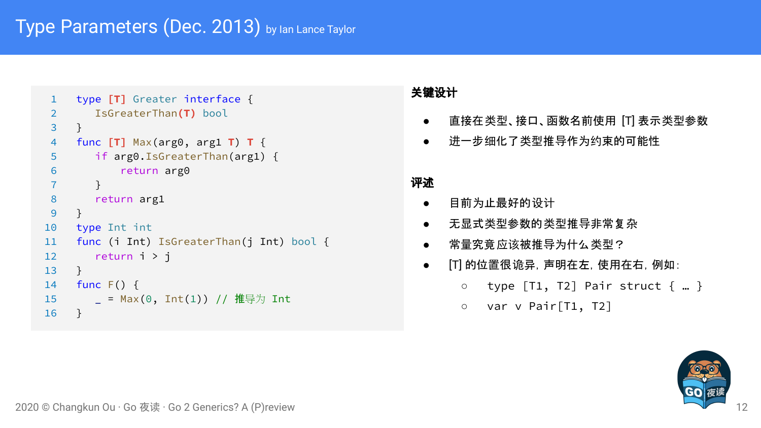# Type Parameters (Dec. 2013) by Ian Lance Taylor

```go
type [T] Greater interface {
   IsGreaterThan(T) bool
}
func [T] Max(arg0, arg1 T) T {
   if arg0.IsGreaterThan(arg1) {
       return arg0
   }
   return arg1
}
type Int int
func (i Int) IsGreaterThan(j Int) bool {
   return i > j
}
func F() {
   _ = Max(0, Int(1)) // 推导为 Int
}
```

**关键设计**

- 直接在类型、接口、函数名前使用 [T] 表示类型参数
- 进一步细化了类型推导作为约束的可能性

**评述**

- 目前为止最好的设计
- 无显式类型参数的类型推导非常复杂
- 常量究竟应该被推导为什么类型？
- [T] 的位置很诡异，声明在左，使用在右，例如：
  - `type [T1, T2] Pair struct { … }`
  - `var v Pair[T1, T2]`

2020 © Changkun Ou · Go 夜读 · Go 2 Generics? A (P)review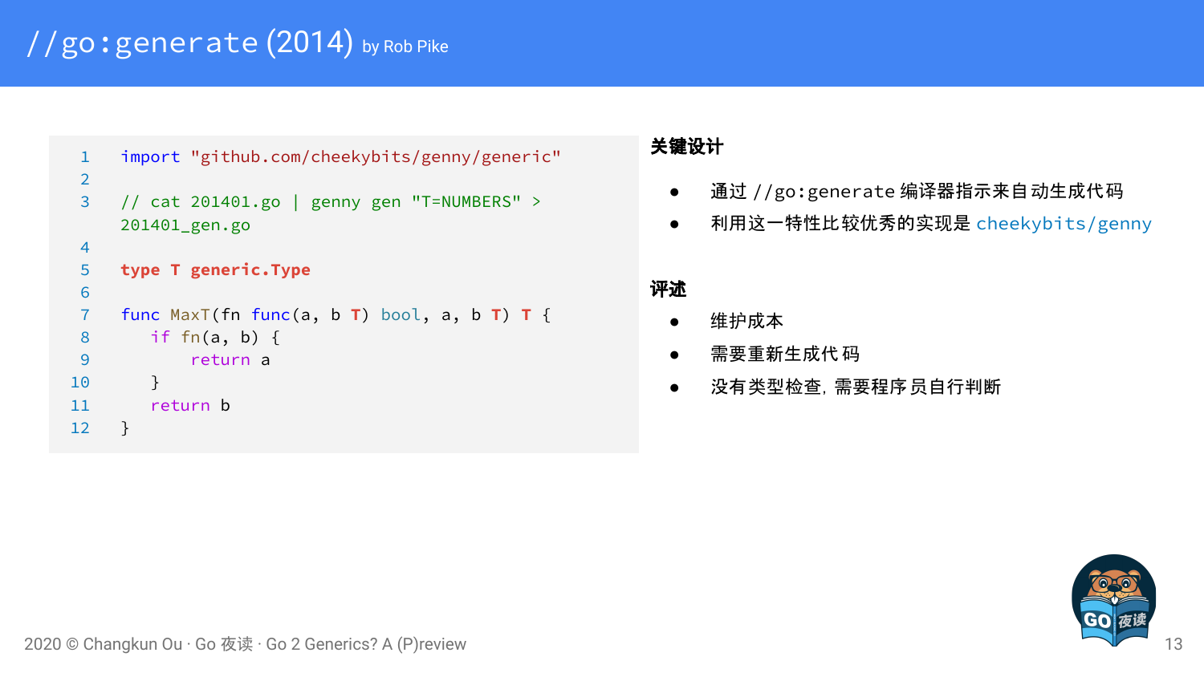# //go:generate (2014) by Rob Pike

```go
import "github.com/cheekybits/genny/generic"

// cat 201401.go | genny gen "T=NUMBERS" > 201401_gen.go

type T generic.Type

func MaxT(fn func(a, b T) bool, a, b T) T {
    if fn(a, b) {
        return a
    }
    return b
}
```

**关键设计**

- 通过 //go:generate 编译器指示来自动生成代码
- 利用这一特性比较优秀的实现是 cheekybits/genny

**评述**

- 维护成本
- 需要重新生成代码
- 没有类型检查，需要程序员自行判断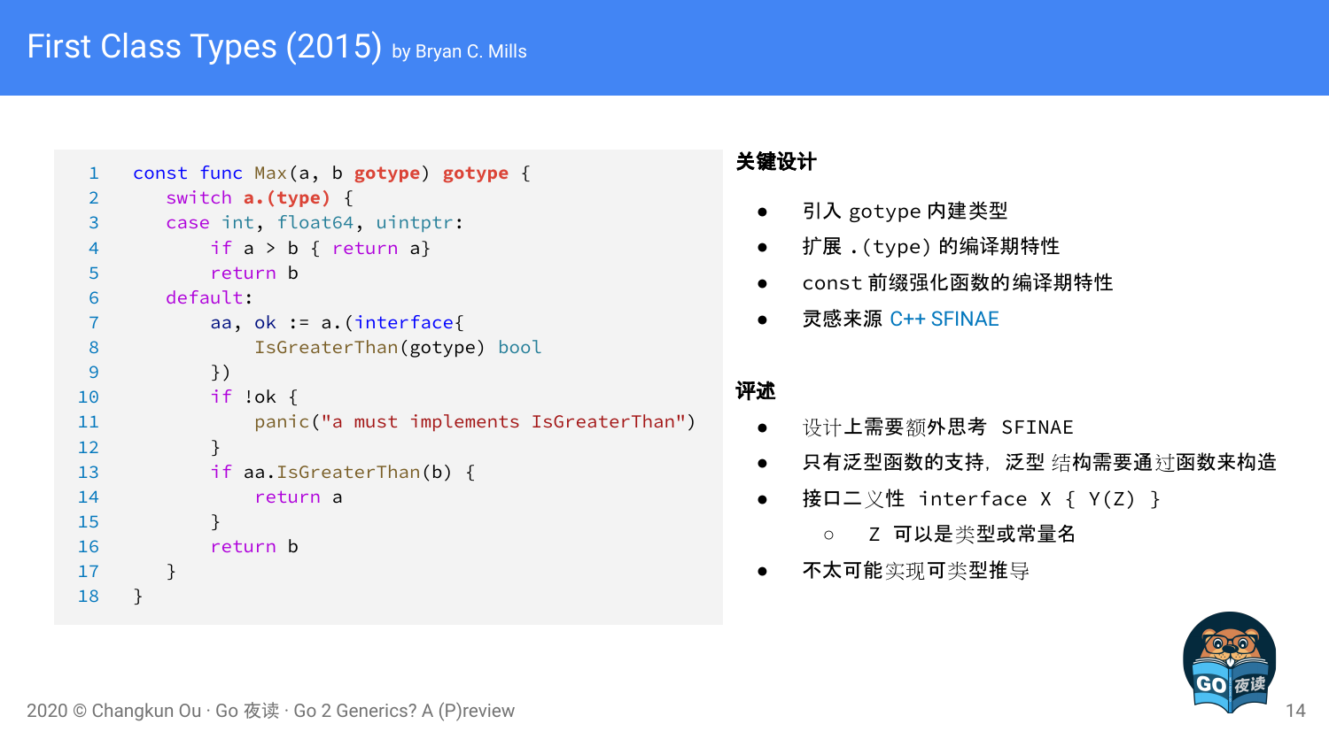# First Class Types (2015) by Bryan C. Mills

```go
const func Max(a, b gotype) gotype {
    switch a.(type) {
    case int, float64, uintptr:
        if a > b { return a}
        return b
    default:
        aa, ok := a.(interface{
            IsGreaterThan(gotype) bool
        })
        if !ok {
            panic("a must implements IsGreaterThan")
        }
        if aa.IsGreaterThan(b) {
            return a
        }
        return b
    }
}
```

**关键设计**

- 引入 gotype 内建类型
- 扩展 .(type) 的编译期特性
- const 前缀强化函数的编译期特性
- 灵感来源 C++ SFINAE

**评述**

- 设计上需要额外思考 SFINAE
- 只有泛型函数的支持，泛型 结构需要通过函数来构造
- 接口二义性 interface X { Y(Z) }
  - Z 可以是类型或常量名
- 不太可能实现可类型推导

2020 © Changkun Ou · Go 夜读 · Go 2 Generics? A (P)review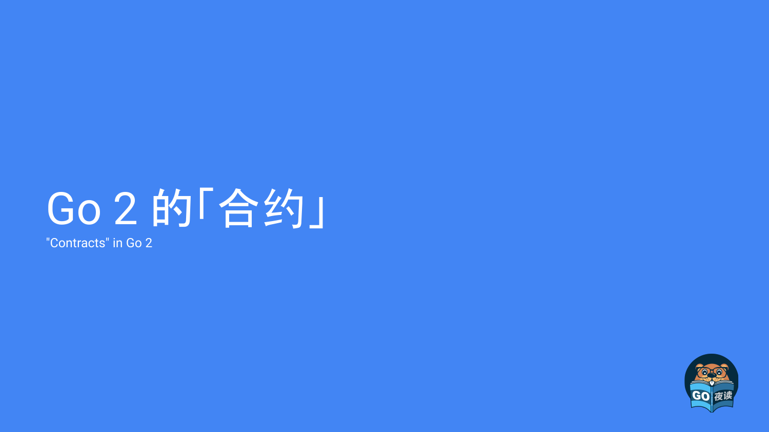# Go 2 的「合约」

"Contracts" in Go 2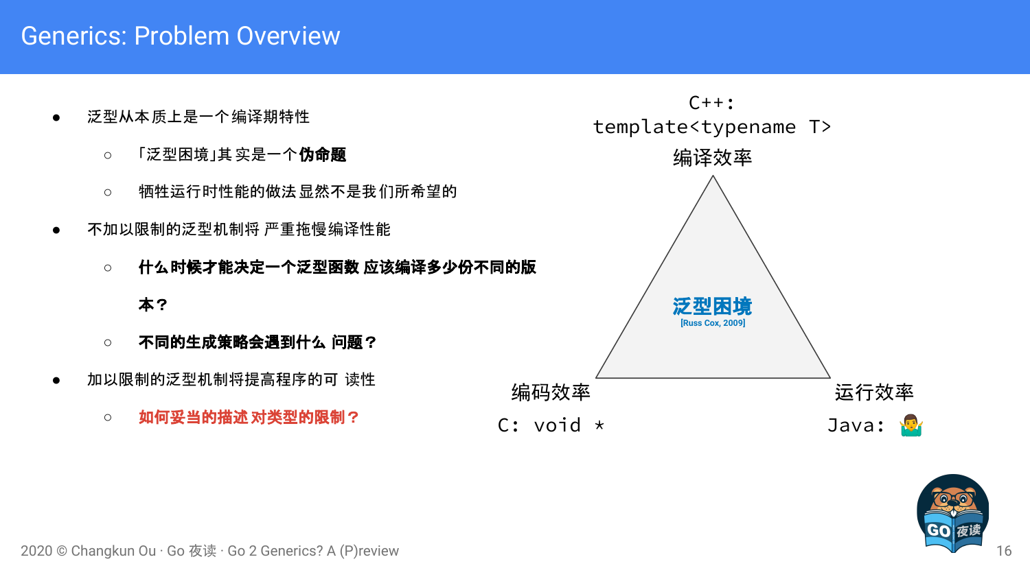# Generics: Problem Overview

- 泛型从本质上是一个编译期特性
  - 「泛型困境」其实是一个**伪命题**
  - 牺牲运行时性能的做法显然不是我们所希望的
- 不加以限制的泛型机制将严重拖慢编译性能
  - **什么时候才能决定一个泛型函数应该编译多少份不同的版本？**
  - **不同的生成策略会遇到什么问题？**
- 加以限制的泛型机制将提高程序的可读性
  - **如何妥当的描述对类型的限制？**

C++:
`template<typename T>`
编译效率

**泛型困境**
[Russ Cox, 2009]

编码效率
C: `void *`

运行效率
Java: 🤷‍♂️

2020 © Changkun Ou · Go 夜读 · Go 2 Generics? A (P)review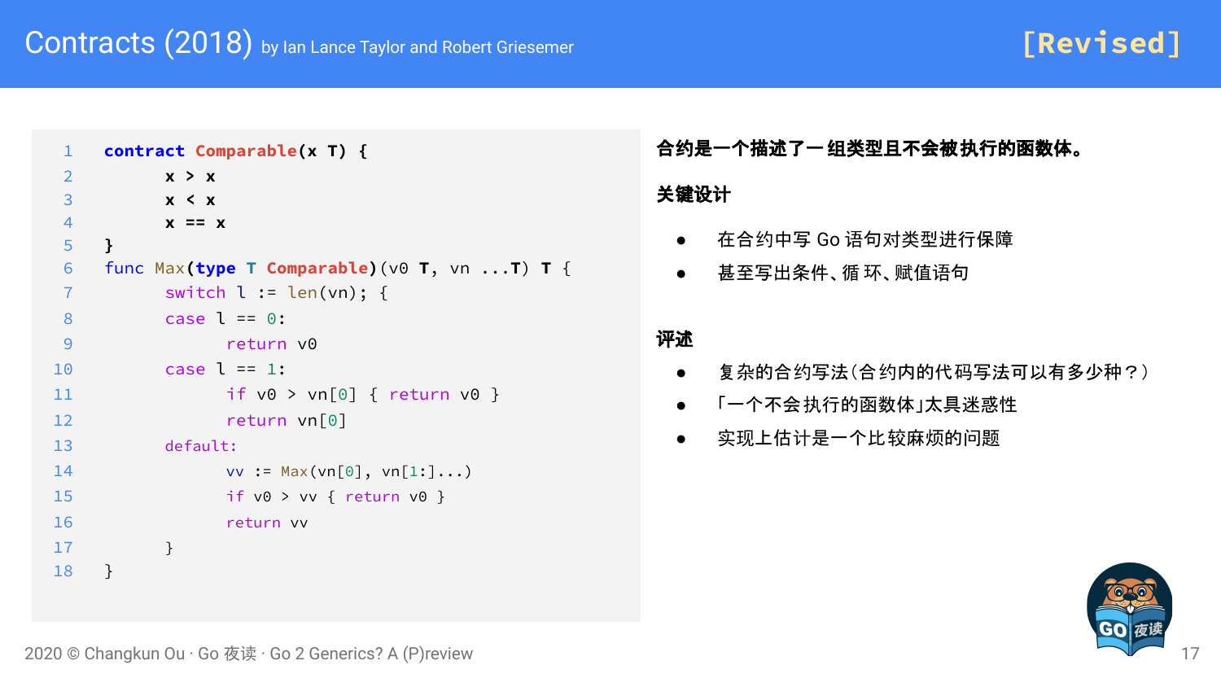# Contracts (2018) by Ian Lance Taylor and Robert Griesemer

**[Revised]**

```go
contract Comparable(x T) {
	x > x
	x < x
	x == x
}
func Max(type T Comparable)(v0 T, vn ...T) T {
	switch l := len(vn); {
	case l == 0:
		return v0
	case l == 1:
		if v0 > vn[0] { return v0 }
		return vn[0]
	default:
		vv := Max(vn[0], vn[1:]...)
		if v0 > vv { return v0 }
		return vv
	}
}
```

**合约是一个描述了一组类型且不会被执行的函数体。**

**关键设计**

- 在合约中写 Go 语句对类型进行保障
- 甚至写出条件、循环、赋值语句

**评述**

- 复杂的合约写法（合约内的代码写法可以有多少种？）
- 「一个不会执行的函数体」太具迷惑性
- 实现上估计是一个比较麻烦的问题

2020 © Changkun Ou · Go 夜读 · Go 2 Generics? A (P)review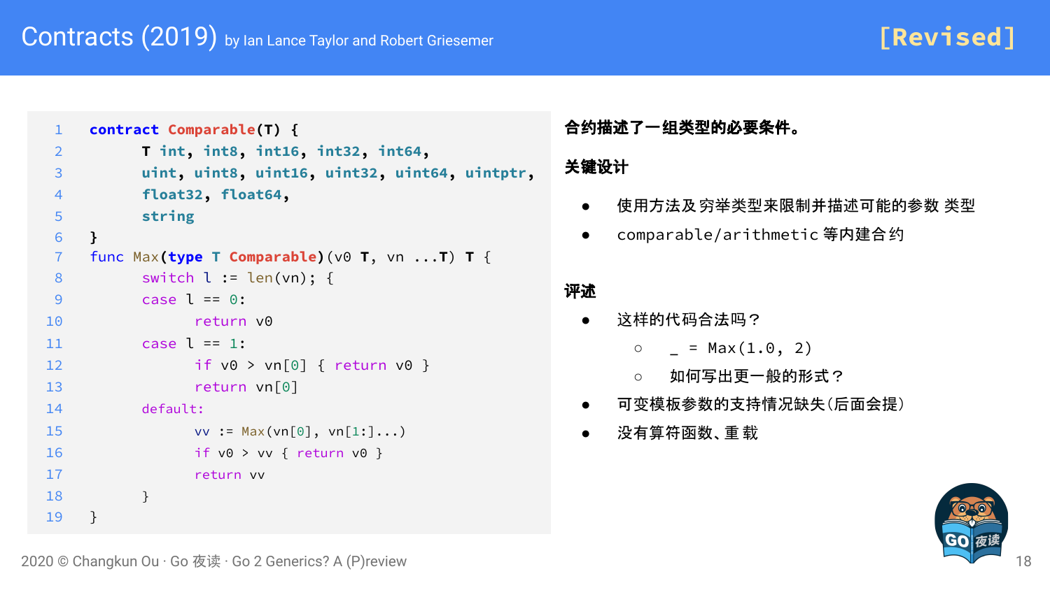# Contracts (2019) by Ian Lance Taylor and Robert Griesemer

**[Revised]**

```go
contract Comparable(T) {
	T int, int8, int16, int32, int64,
	uint, uint8, uint16, uint32, uint64, uintptr,
	float32, float64,
	string
}
func Max(type T Comparable)(v0 T, vn ...T) T {
	switch l := len(vn); {
	case l == 0:
		return v0
	case l == 1:
		if v0 > vn[0] { return v0 }
		return vn[0]
	default:
		vv := Max(vn[0], vn[1:]...)
		if v0 > vv { return v0 }
		return vv
	}
}
```

**合约描述了一组类型的必要条件。**

**关键设计**

- 使用方法及穷举类型来限制并描述可能的参数 类型
- comparable/arithmetic 等内建合约

**评述**

- 这样的代码合法吗？
  - `_ = Max(1.0, 2)`
  - 如何写出更一般的形式？
- 可变模板参数的支持情况缺失(后面会提)
- 没有算符函数、重 载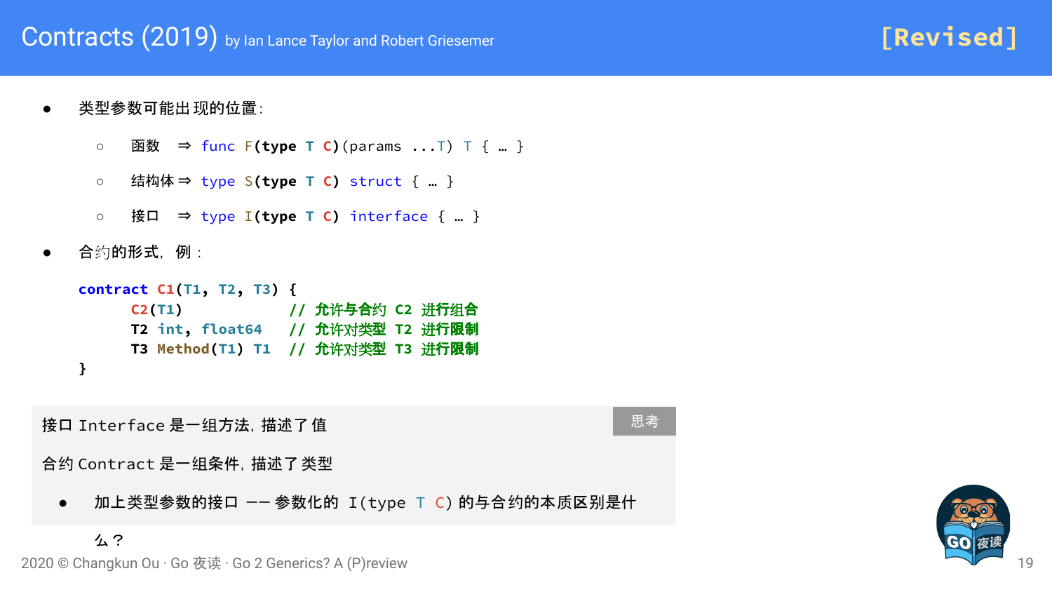# Contracts (2019) by Ian Lance Taylor and Robert Griesemer [Revised]

- 类型参数可能出现的位置：
  - 函数 ⇒ `func F(type T C)(params ...T) T { … }`
  - 结构体 ⇒ `type S(type T C) struct { … }`
  - 接口 ⇒ `type I(type T C) interface { … }`
- 合约的形式，例：

```
contract C1(T1, T2, T3) {
      C2(T1)              // 允许与合约 C2 进行组合
      T2 int, float64     // 允许对类型 T2 进行限制
      T3 Method(T1) T1    // 允许对类型 T3 进行限制
}
```

思考

接口 Interface 是一组方法，描述了值

合约 Contract 是一组条件，描述了类型

- 加上类型参数的接口 —— 参数化的 `I(type T C)` 的与合约的本质区别是什么？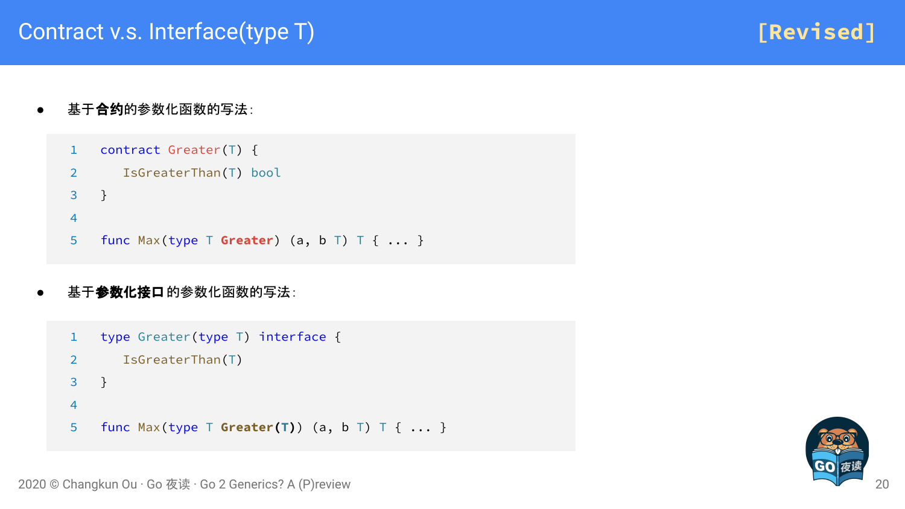# Contract v.s. Interface(type T) [Revised]

- 基于**合约**的参数化函数的写法:

```go
contract Greater(T) {
    IsGreaterThan(T) bool
}

func Max(type T Greater) (a, b T) T { ... }
```

- 基于**参数化接口** 的参数化函数的写法:

```go
type Greater(type T) interface {
    IsGreaterThan(T)
}

func Max(type T Greater(T)) (a, b T) T { ... }
```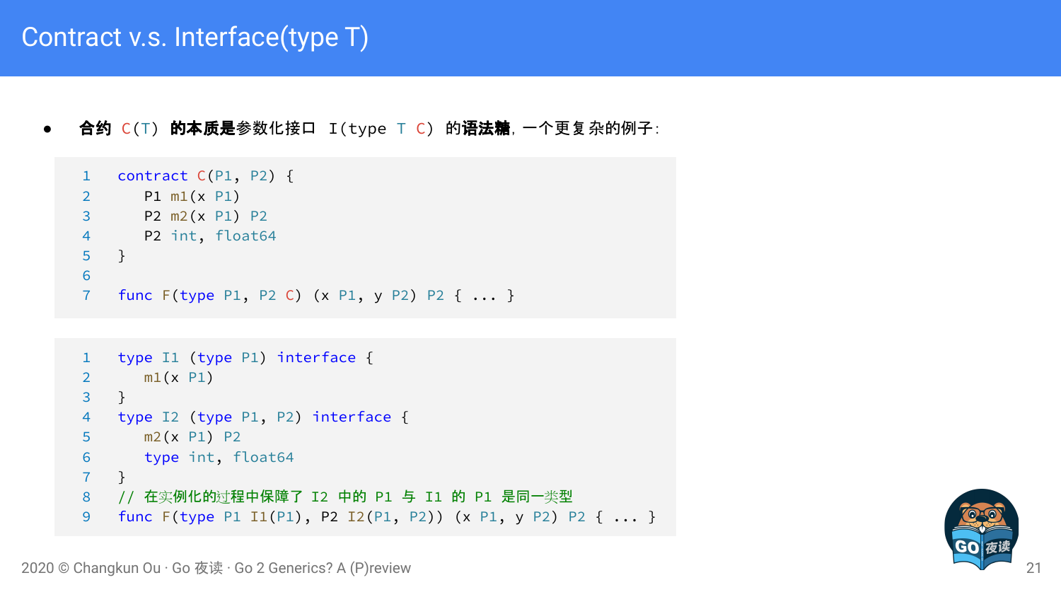# Contract v.s. Interface(type T)

- **合约** C(T) **的本质是**参数化接口 I(type T C) **的语法糖**，一个更复杂的例子：

```go
contract C(P1, P2) {
   P1 m1(x P1)
   P2 m2(x P1) P2
   P2 int, float64
}

func F(type P1, P2 C) (x P1, y P2) P2 { ... }
```

```go
type I1 (type P1) interface {
   m1(x P1)
}
type I2 (type P1, P2) interface {
   m2(x P1) P2
   type int, float64
}
// 在实例化的过程中保障了 I2 中的 P1 与 I1 的 P1 是同一类型
func F(type P1 I1(P1), P2 I2(P1, P2)) (x P1, y P2) P2 { ... }
```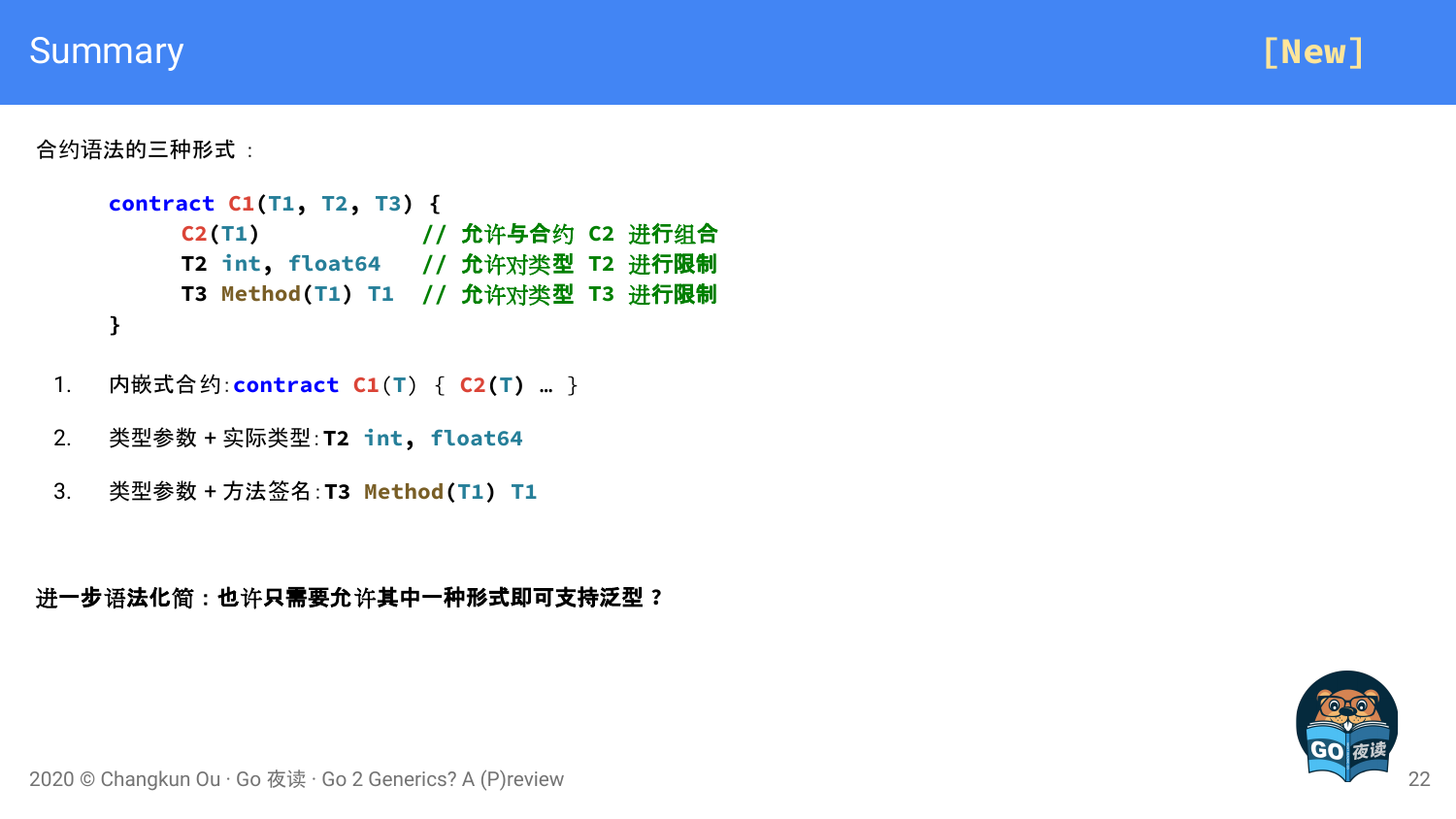# Summary

[New]

合约语法的三种形式：

```
contract C1(T1, T2, T3) {
      C2(T1)             // 允许与合约 C2 进行组合
      T2 int, float64    // 允许对类型 T2 进行限制
      T3 Method(T1) T1   // 允许对类型 T3 进行限制
}
```

1. 内嵌式合约：`contract C1(T) { C2(T) … }`
2. 类型参数 + 实际类型：`T2 int, float64`
3. 类型参数 + 方法签名：`T3 Method(T1) T1`

**进一步语法化简：也许只需要允许其中一种形式即可支持泛型？**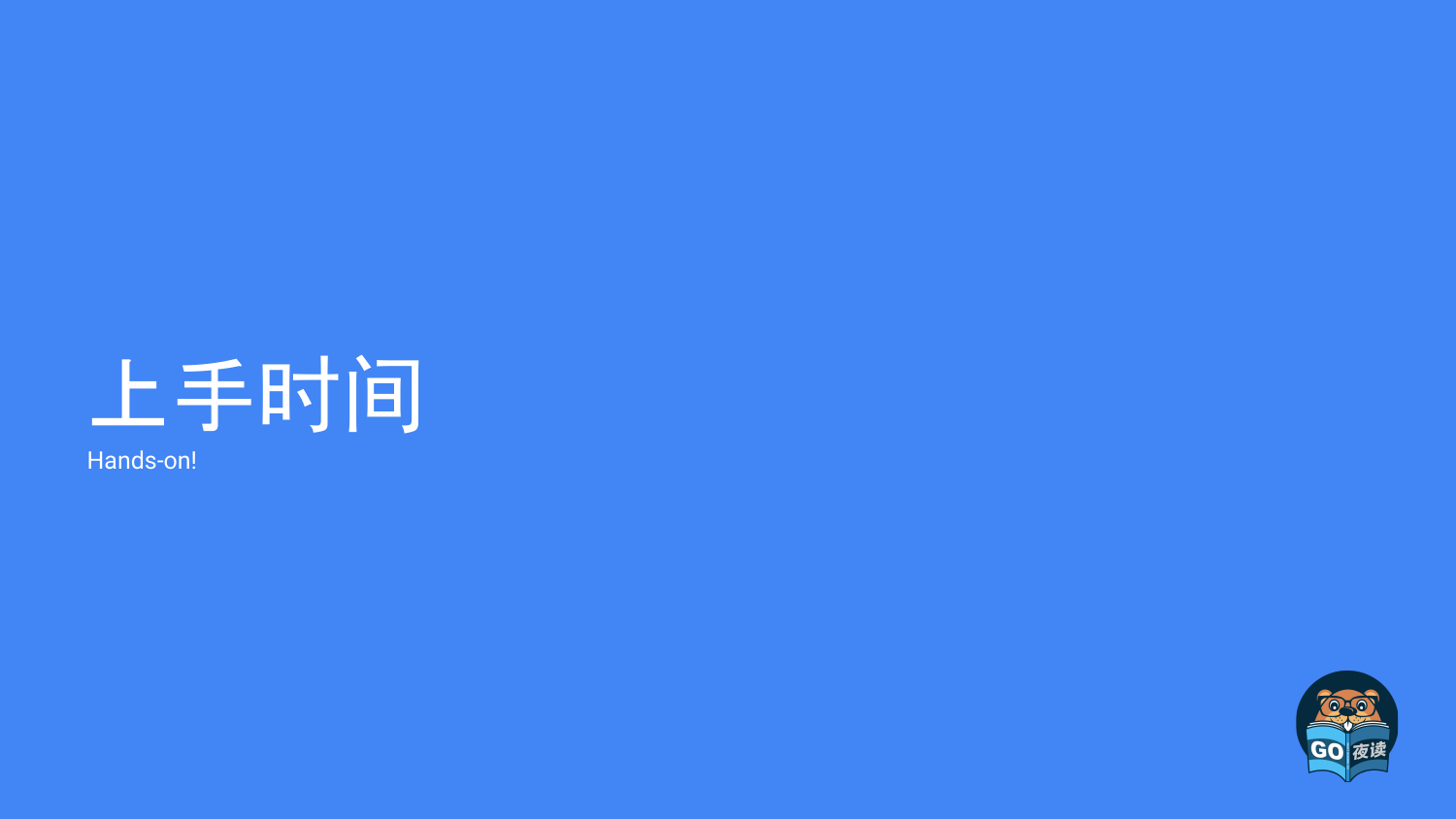# 上手时间

Hands-on!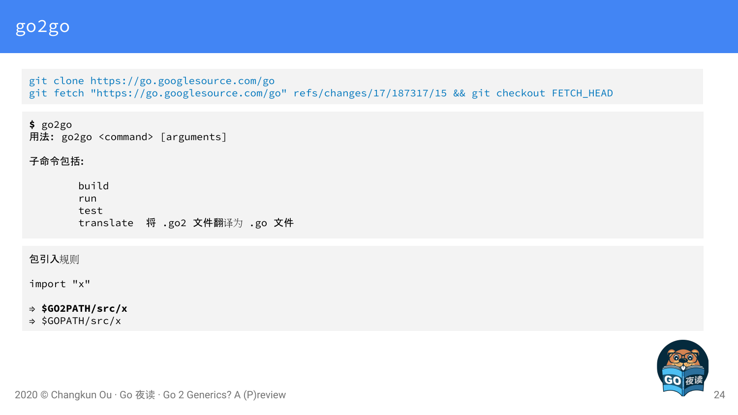# go2go

```
git clone https://go.googlesource.com/go
git fetch "https://go.googlesource.com/go" refs/changes/17/187317/15 && git checkout FETCH_HEAD
```

```
$ go2go
用法: go2go <command> [arguments]

子命令包括:

        build
        run
        test
        translate  将 .go2 文件翻译为 .go 文件
```

```
包引入规则

import "x"

⇒ $GO2PATH/src/x
⇒ $GOPATH/src/x
```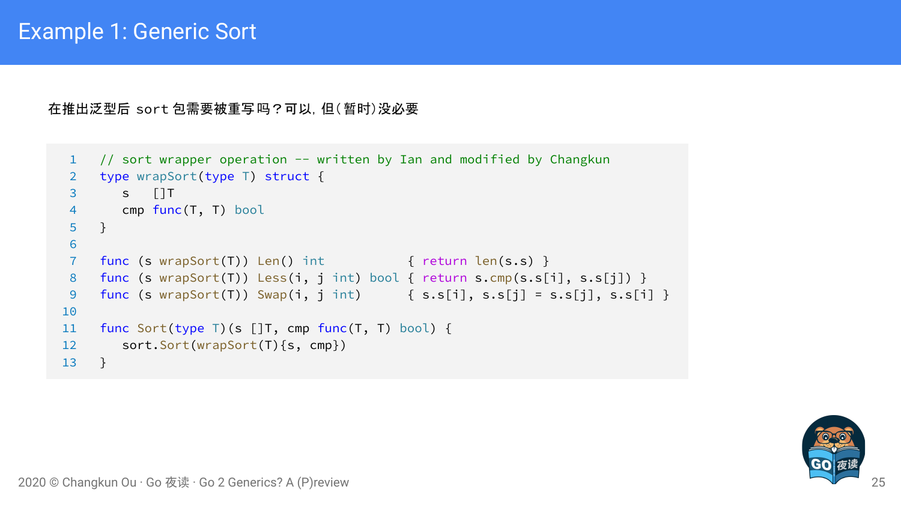# Example 1: Generic Sort

在推出泛型后 sort 包需要被重写吗？可以，但（暂时）没必要

```go
// sort wrapper operation -- written by Ian and modified by Changkun
type wrapSort(type T) struct {
	s   []T
	cmp func(T, T) bool
}

func (s wrapSort(T)) Len() int           { return len(s.s) }
func (s wrapSort(T)) Less(i, j int) bool { return s.cmp(s.s[i], s.s[j]) }
func (s wrapSort(T)) Swap(i, j int)      { s.s[i], s.s[j] = s.s[j], s.s[i] }

func Sort(type T)(s []T, cmp func(T, T) bool) {
	sort.Sort(wrapSort(T){s, cmp})
}
```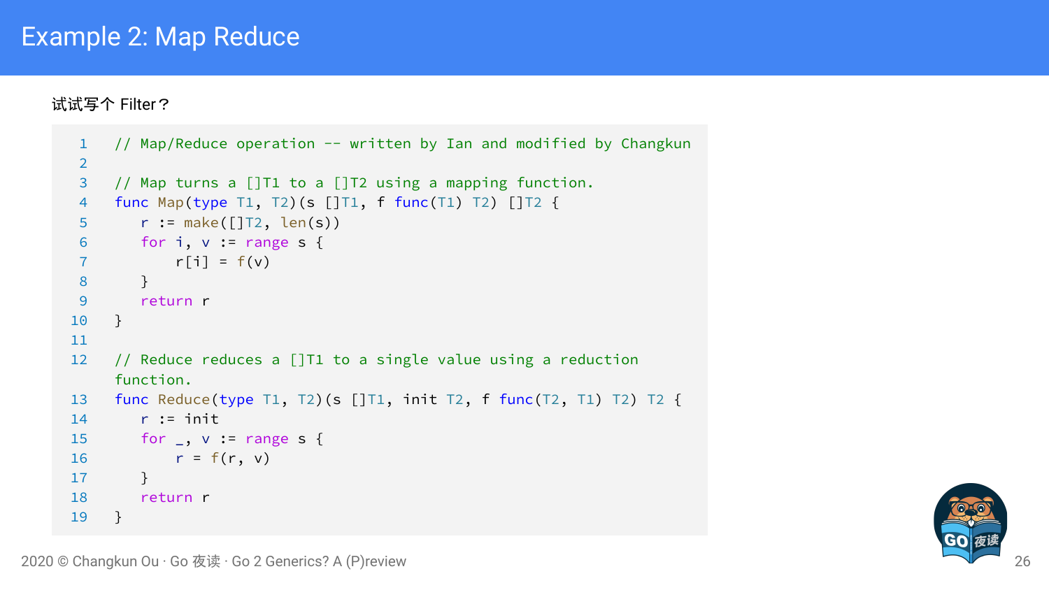# Example 2: Map Reduce

试试写个 Filter？

```go
// Map/Reduce operation -- written by Ian and modified by Changkun

// Map turns a []T1 to a []T2 using a mapping function.
func Map(type T1, T2)(s []T1, f func(T1) T2) []T2 {
    r := make([]T2, len(s))
    for i, v := range s {
        r[i] = f(v)
    }
    return r
}

// Reduce reduces a []T1 to a single value using a reduction function.
func Reduce(type T1, T2)(s []T1, init T2, f func(T2, T1) T2) T2 {
    r := init
    for _, v := range s {
        r = f(r, v)
    }
    return r
}
```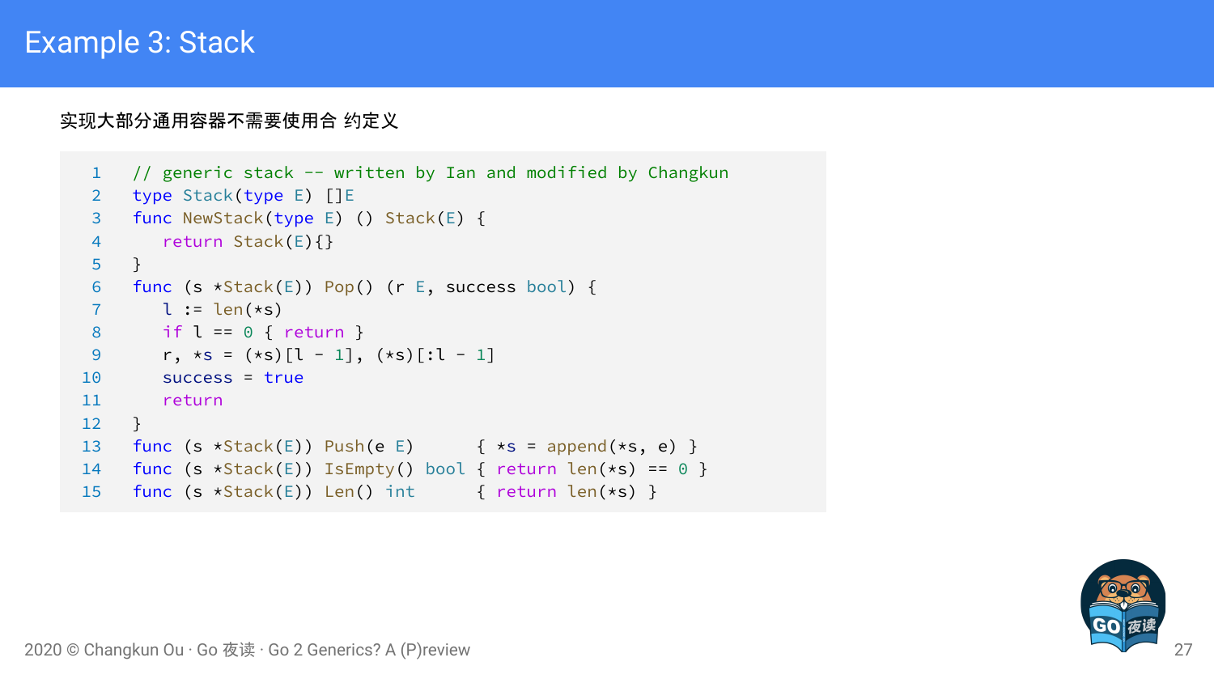# Example 3: Stack

实现大部分通用容器不需要使用合 约定义

```go
// generic stack -- written by Ian and modified by Changkun
type Stack(type E) []E
func NewStack(type E) () Stack(E) {
	return Stack(E){}
}
func (s *Stack(E)) Pop() (r E, success bool) {
	l := len(*s)
	if l == 0 { return }
	r, *s = (*s)[l - 1], (*s)[:l - 1]
	success = true
	return
}
func (s *Stack(E)) Push(e E)       { *s = append(*s, e) }
func (s *Stack(E)) IsEmpty() bool { return len(*s) == 0 }
func (s *Stack(E)) Len() int      { return len(*s) }
```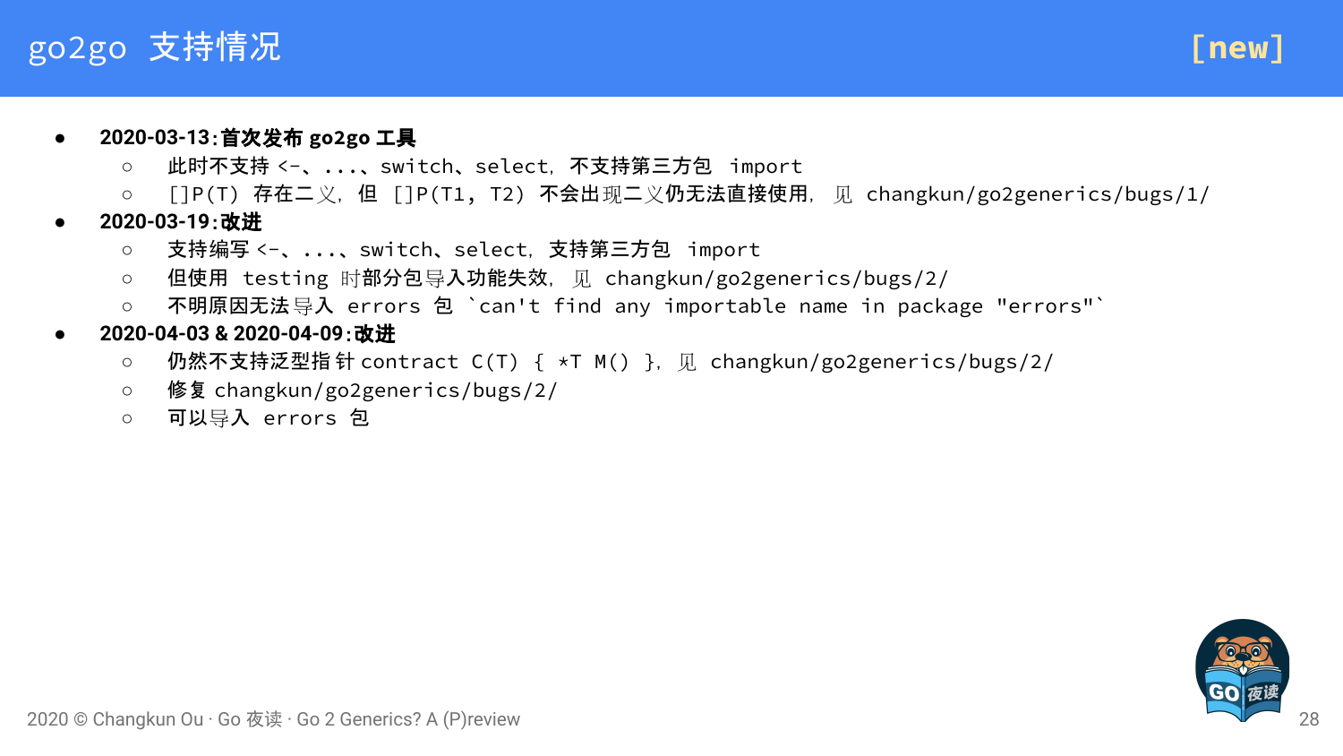# go2go 支持情况 [new]

- **2020-03-13:首次发布 go2go 工具**
  - 此时不支持 <-、...、switch、select，不支持第三方包 import
  - []P(T) 存在二义，但 []P(T1, T2) 不会出现二义仍无法直接使用，见 changkun/go2generics/bugs/1/
- **2020-03-19:改进**
  - 支持编写 <-、...、switch、select，支持第三方包 import
  - 但使用 testing 时部分包导入功能失效，见 changkun/go2generics/bugs/2/
  - 不明原因无法导入 errors 包 `can't find any importable name in package "errors"`
- **2020-04-03 & 2020-04-09:改进**
  - 仍然不支持泛型指针 contract C(T) { *T M() }，见 changkun/go2generics/bugs/2/
  - 修复 changkun/go2generics/bugs/2/
  - 可以导入 errors 包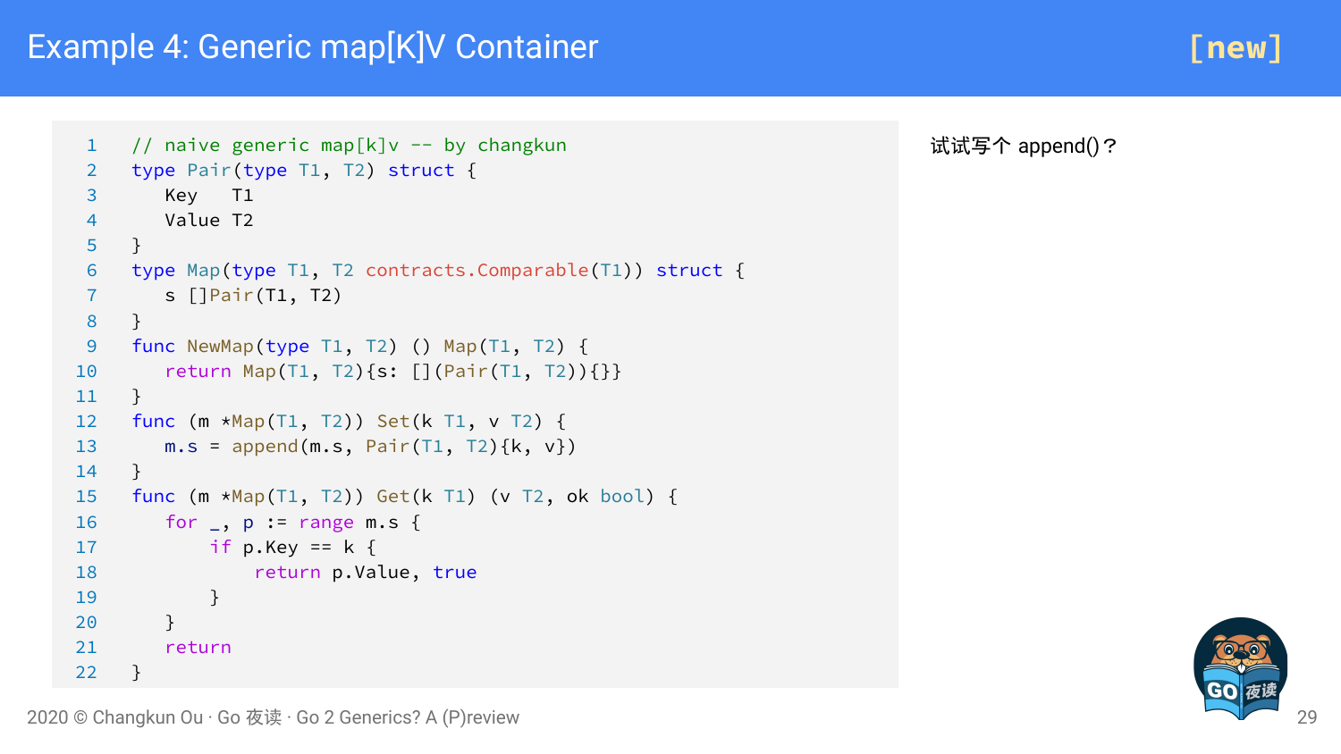# Example 4: Generic map[K]V Container

[new]

```go
// naive generic map[k]v -- by changkun
type Pair(type T1, T2) struct {
    Key   T1
    Value T2
}
type Map(type T1, T2 contracts.Comparable(T1)) struct {
    s []Pair(T1, T2)
}
func NewMap(type T1, T2) () Map(T1, T2) {
    return Map(T1, T2){s: [](Pair(T1, T2)){}}
}
func (m *Map(T1, T2)) Set(k T1, v T2) {
    m.s = append(m.s, Pair(T1, T2){k, v})
}
func (m *Map(T1, T2)) Get(k T1) (v T2, ok bool) {
    for _, p := range m.s {
        if p.Key == k {
            return p.Value, true
        }
    }
    return
}
```

试试写个 append()？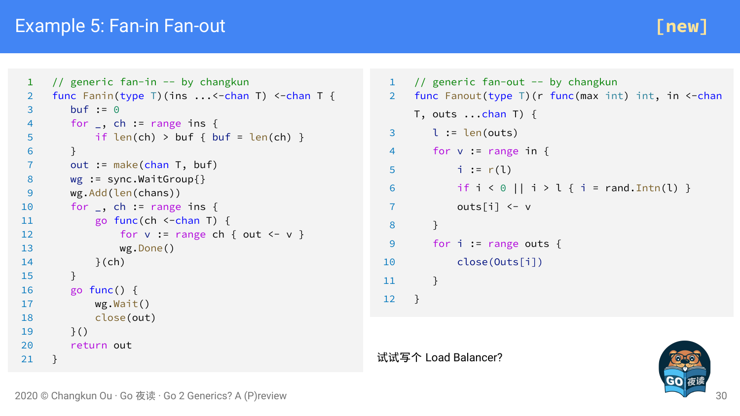# Example 5: Fan-in Fan-out

[new]

```go
// generic fan-in -- by changkun
func Fanin(type T)(ins ...<-chan T) <-chan T {
    buf := 0
    for _, ch := range ins {
        if len(ch) > buf { buf = len(ch) }
    }
    out := make(chan T, buf)
    wg := sync.WaitGroup{}
    wg.Add(len(chans))
    for _, ch := range ins {
        go func(ch <-chan T) {
            for v := range ch { out <- v }
            wg.Done()
        }(ch)
    }
    go func() {
        wg.Wait()
        close(out)
    }()
    return out
}
```

```go
// generic fan-out -- by changkun
func Fanout(type T)(r func(max int) int, in <-chan T, outs ...chan T) {
    l := len(outs)
    for v := range in {
        i := r(l)
        if i < 0 || i > l { i = rand.Intn(l) }
        outs[i] <- v
    }
    for i := range outs {
        close(Outs[i])
    }
}
```

试试写个 Load Balancer?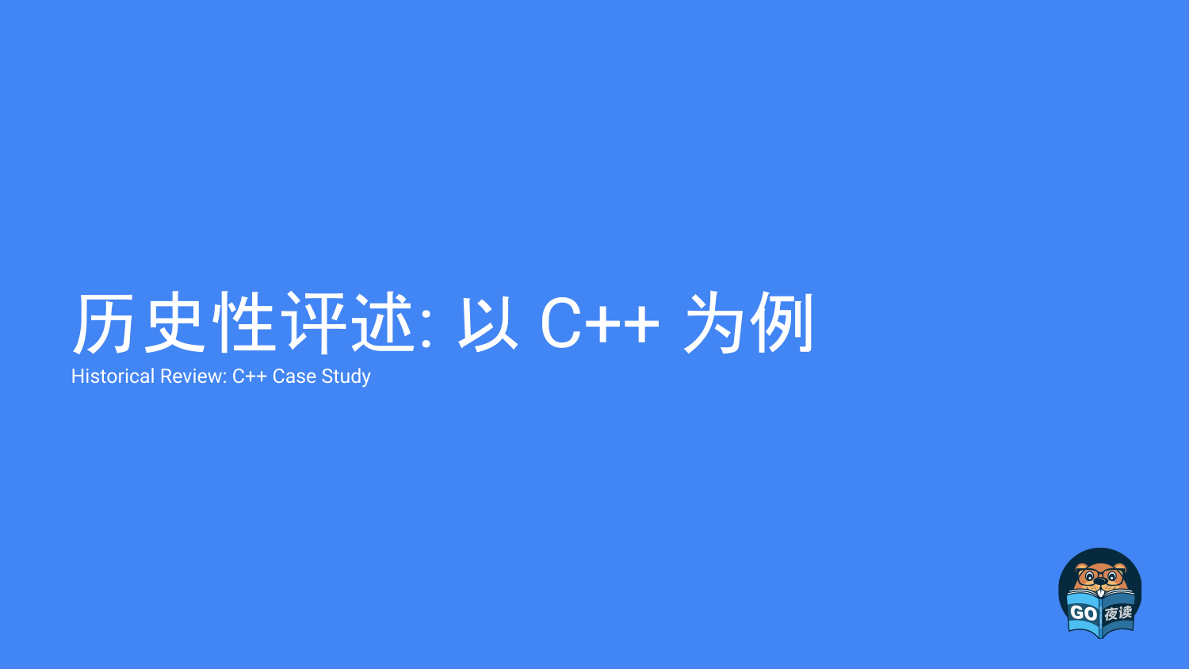# 历史性评述: 以 C++ 为例

Historical Review: C++ Case Study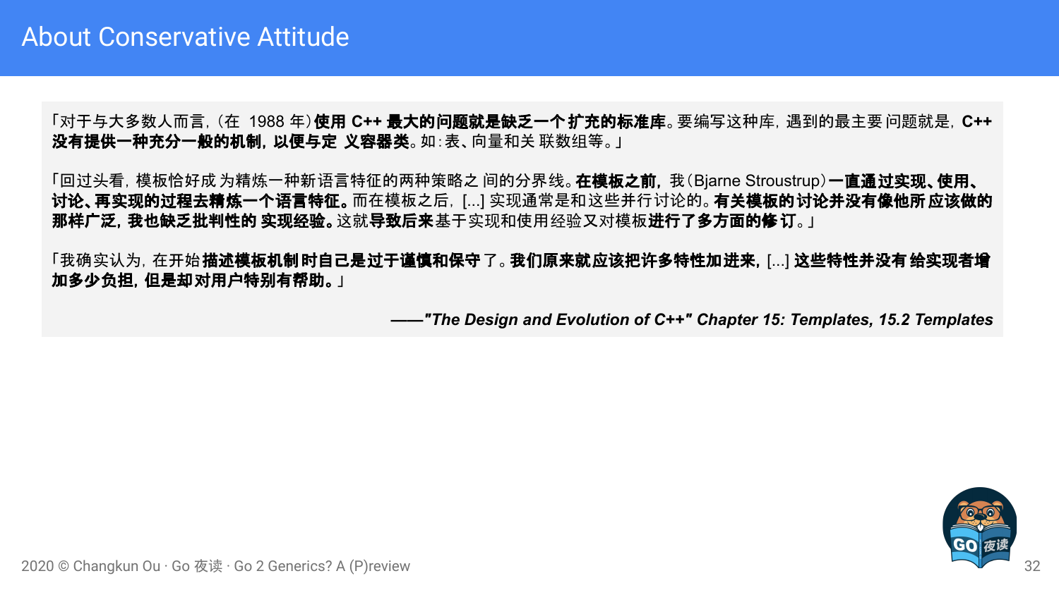# About Conservative Attitude

「对于与大多数人而言，（在 1988 年）**使用 C++ 最大的问题就是缺乏一个扩充的标准库**。要编写这种库，遇到的最主要 问题就是，**C++ 没有提供一种充分一般的机制，以便与定 义容器类**。如：表、向量和关 联数组等。」

「回过头看，模板恰好成 为精炼一种新语言特征的两种策略之 间的分界线。**在模板之前**，我（Bjarne Stroustrup）**一直通过实现、使用、讨论、再实现的过程去精炼一个语言特征。**而在模板之后，[...] 实现通常是和这些并行讨论的。**有关模板的讨论并没有像他所 应该做的那样广泛，我也缺乏批判性的 实现经验。**这就**导致后来**基于实现和使用经验又对模板**进行了多方面的修 订**。」

「我确实认为，在开始**描述模板机制时自己是过于谨慎和保守**了。**我们原来就应该把许多特性加进来**，[...] **这些特性并没有 给实现者增加多少负担，但是却对用户特别有帮助。**」

***——"The Design and Evolution of C++" Chapter 15: Templates, 15.2 Templates***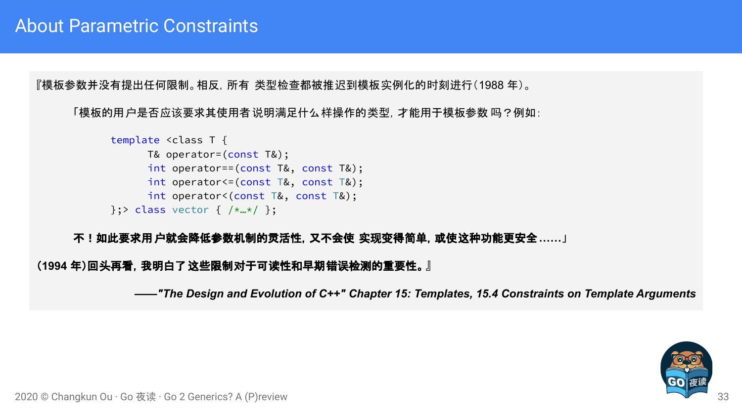# About Parametric Constraints

『模板参数并没有提出任何限制。相反，所有 类型检查都被推迟到模板实例化的时刻进行（1988 年）。

「模板的用户是否应该要求其使用者 说明满足什么样操作的类型，才能用于模板参数 吗？例如：

```
template <class T {
      T& operator=(const T&);
      int operator==(const T&, const T&);
      int operator<=(const T&, const T&);
      int operator<(const T&, const T&);
};> class vector { /*…*/ };
```

**不！如此要求用户就会降低参数机制的灵活性，又不会使 实现变得简单，或使这种功能更安全……」**

**（1994 年）回头再看，我明白了 这些限制对于可读性和早期错误检测的重要性。』**

***——"The Design and Evolution of C++" Chapter 15: Templates, 15.4 Constraints on Template Arguments***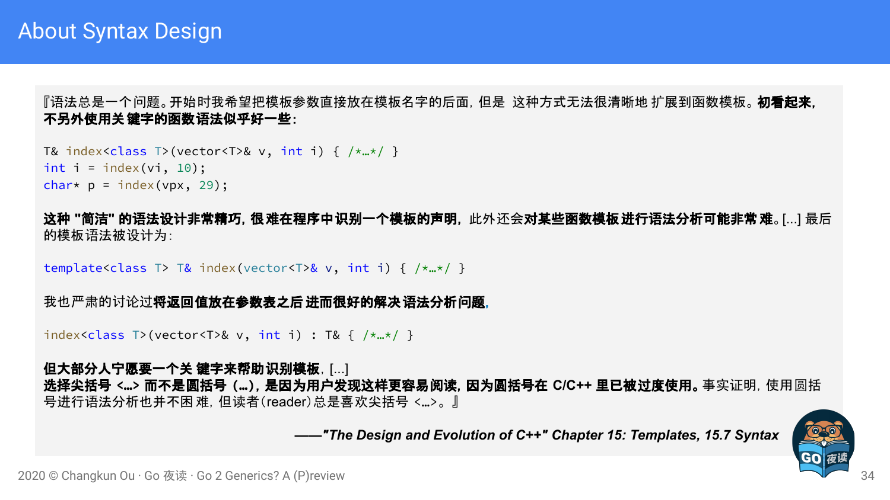# About Syntax Design

『语法总是一个问题。开始时我希望把模板参数直接放在模板名字的后面，但是 这种方式无法很清晰地 扩展到函数模板。**初看起来，不另外使用关 键字的函数语法似乎好一些：**

```
T& index<class T>(vector<T>& v, int i) { /*…*/ }
int i = index(vi, 10);
char* p = index(vpx, 29);
```

**这种 "简洁" 的语法设计非常精巧，很难在程序中识别一个模板的声明，**此外还会**对某些函数模板进行语法分析可能非常难。**[...] 最后的模板语法被设计为：

```
template<class T> T& index(vector<T>& v, int i) { /*…*/ }
```

我也严肃的讨论过**将返回值放在参数表之后 进而很好的解决 语法分析问题，**

```
index<class T>(vector<T>& v, int i) : T& { /*…*/ }
```

**但大部分人宁愿要一个关 键字来帮助识别模板**，[...]
**选择尖括号 <…> 而不是圆括号（…），是因为用户发现这样更容易阅读，因为圆括号在 C/C++ 里已被过度使用。**事实证明，使用圆括号进行语法分析也并不困难，但读者(reader)总是喜欢尖括号 <…>。』

***——"The Design and Evolution of C++" Chapter 15: Templates, 15.7 Syntax***

2020 © Changkun Ou · Go 夜读 · Go 2 Generics? A (P)review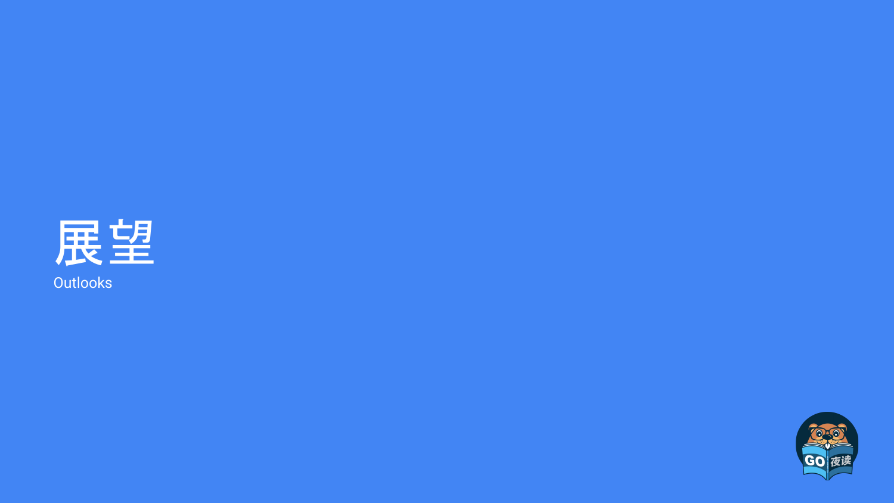# 展望

Outlooks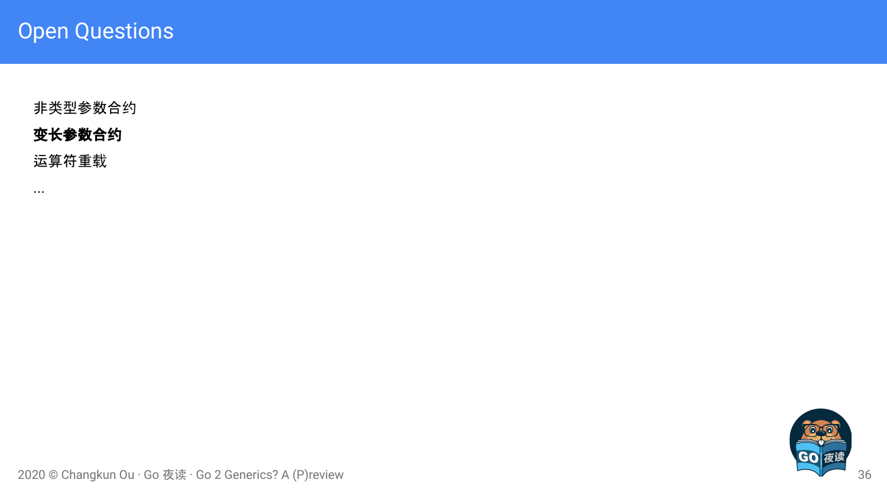# Open Questions

非类型参数合约

**变长参数合约**

运算符重载

...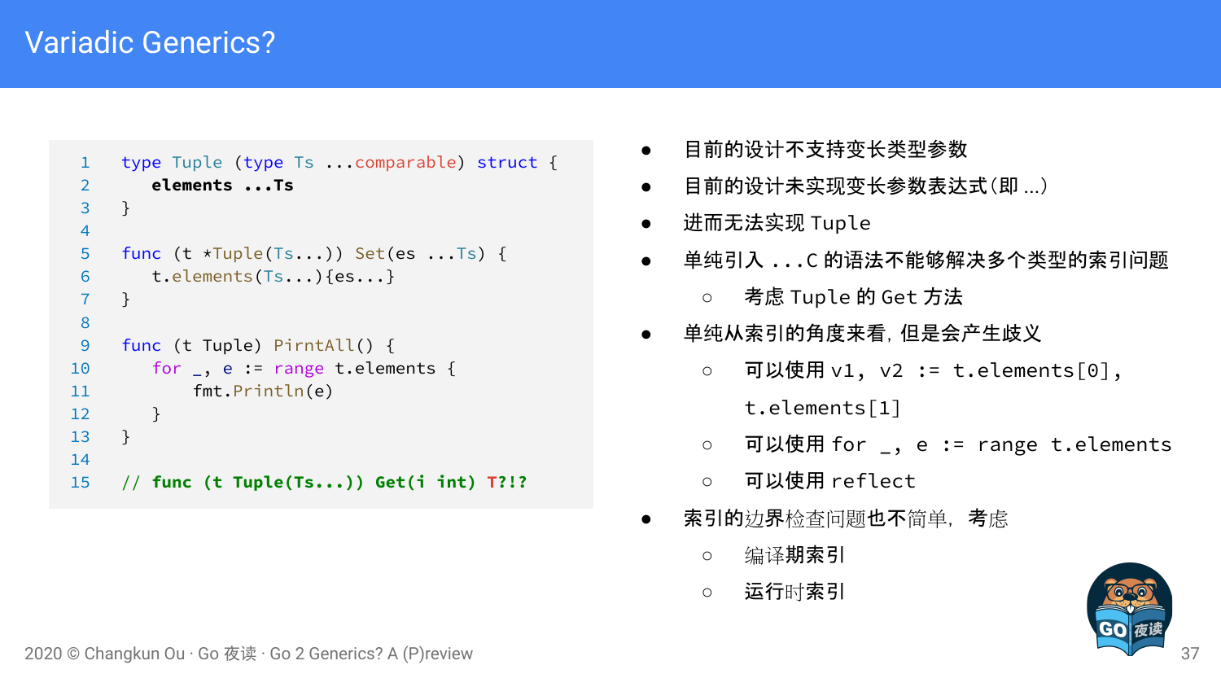# Variadic Generics?

```go
type Tuple (type Ts ...comparable) struct {
    elements ...Ts
}

func (t *Tuple(Ts...)) Set(es ...Ts) {
    t.elements(Ts...){es...}
}

func (t Tuple) PirntAll() {
    for _, e := range t.elements {
        fmt.Println(e)
    }
}

// func (t Tuple(Ts...)) Get(i int) T?!?
```

- 目前的设计不支持变长类型参数
- 目前的设计未实现变长参数表达式(即 ...)
- 进而无法实现 Tuple
- 单纯引入 ...C 的语法不能够解决多个类型的索引问题
    - 考虑 Tuple 的 Get 方法
- 单纯从索引的角度来看，但是会产生歧义
    - 可以使用 v1, v2 := t.elements[0], t.elements[1]
    - 可以使用 for _, e := range t.elements
    - 可以使用 reflect
- 索引的边界检查问题也不简单，考虑
    - 编译期索引
    - 运行时索引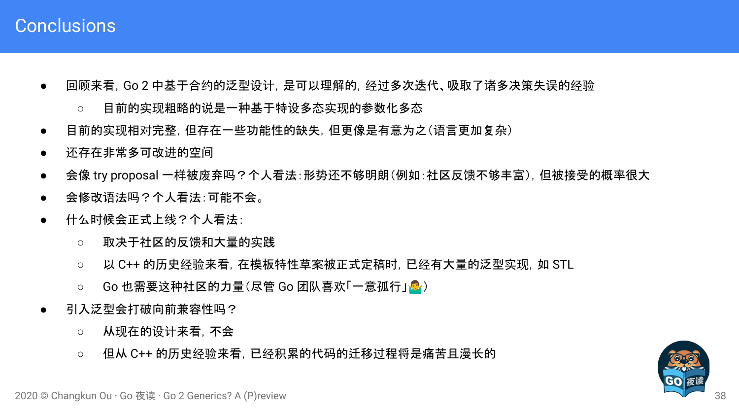# Conclusions

- 回顾来看，Go 2 中基于合约的泛型设计，是可以理解的，经过多次迭代、吸取了诸多决策失误的经验
  - 目前的实现粗略的说是一种基于特设多态实现的参数化多态
- 目前的实现相对完整，但存在一些功能性的缺失，但更像是有意为之（语言更加复杂）
- 还存在非常多可改进的空间
- 会像 try proposal 一样被废弃吗？个人看法：形势还不够明朗（例如：社区反馈不够丰富），但被接受的概率很大
- 会修改语法吗？个人看法：可能不会。
- 什么时候会正式上线？个人看法：
  - 取决于社区的反馈和大量的实践
  - 以 C++ 的历史经验来看，在模板特性草案被正式定稿时，已经有大量的泛型实现，如 STL
  - Go 也需要这种社区的力量（尽管 Go 团队喜欢「一意孤行」🤷‍♂️）
- 引入泛型会打破向前兼容性吗？
  - 从现在的设计来看，不会
  - 但从 C++ 的历史经验来看，已经积累的代码的迁移过程将是痛苦且漫长的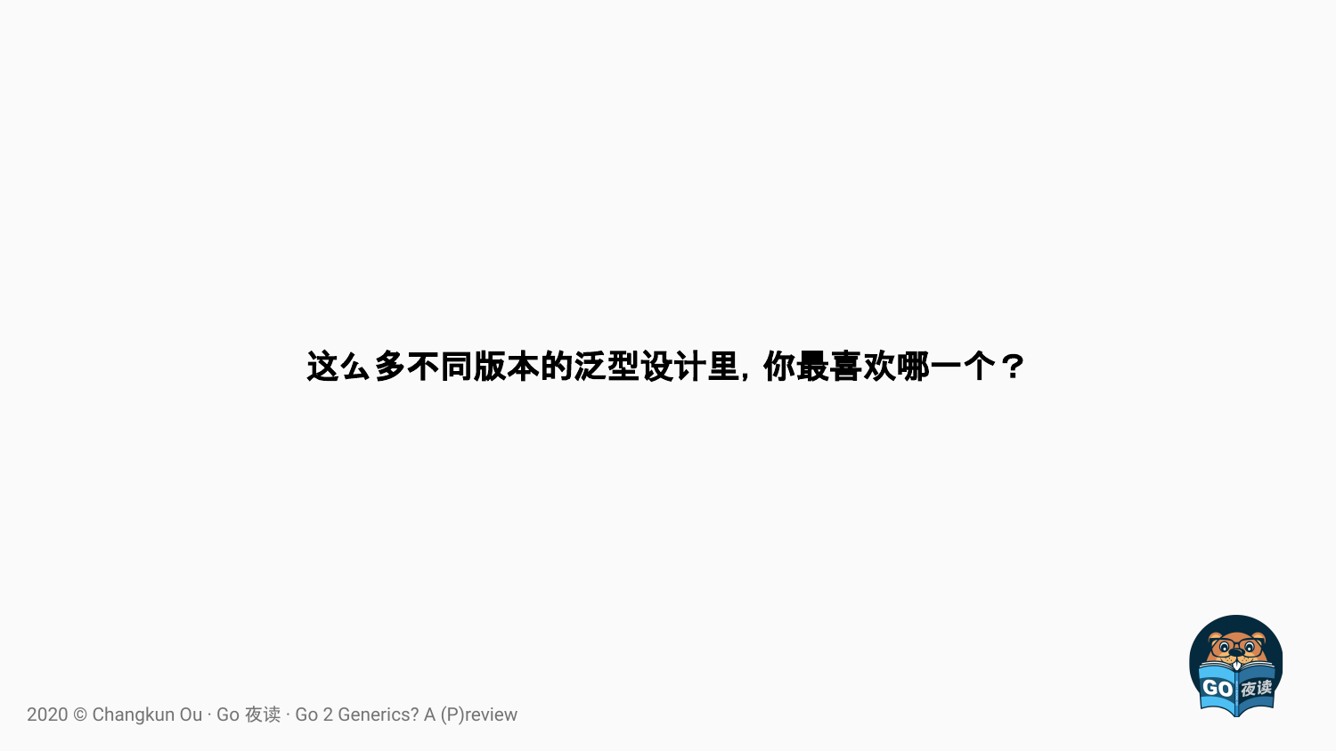**这么多不同版本的泛型设计里，你最喜欢哪一个？**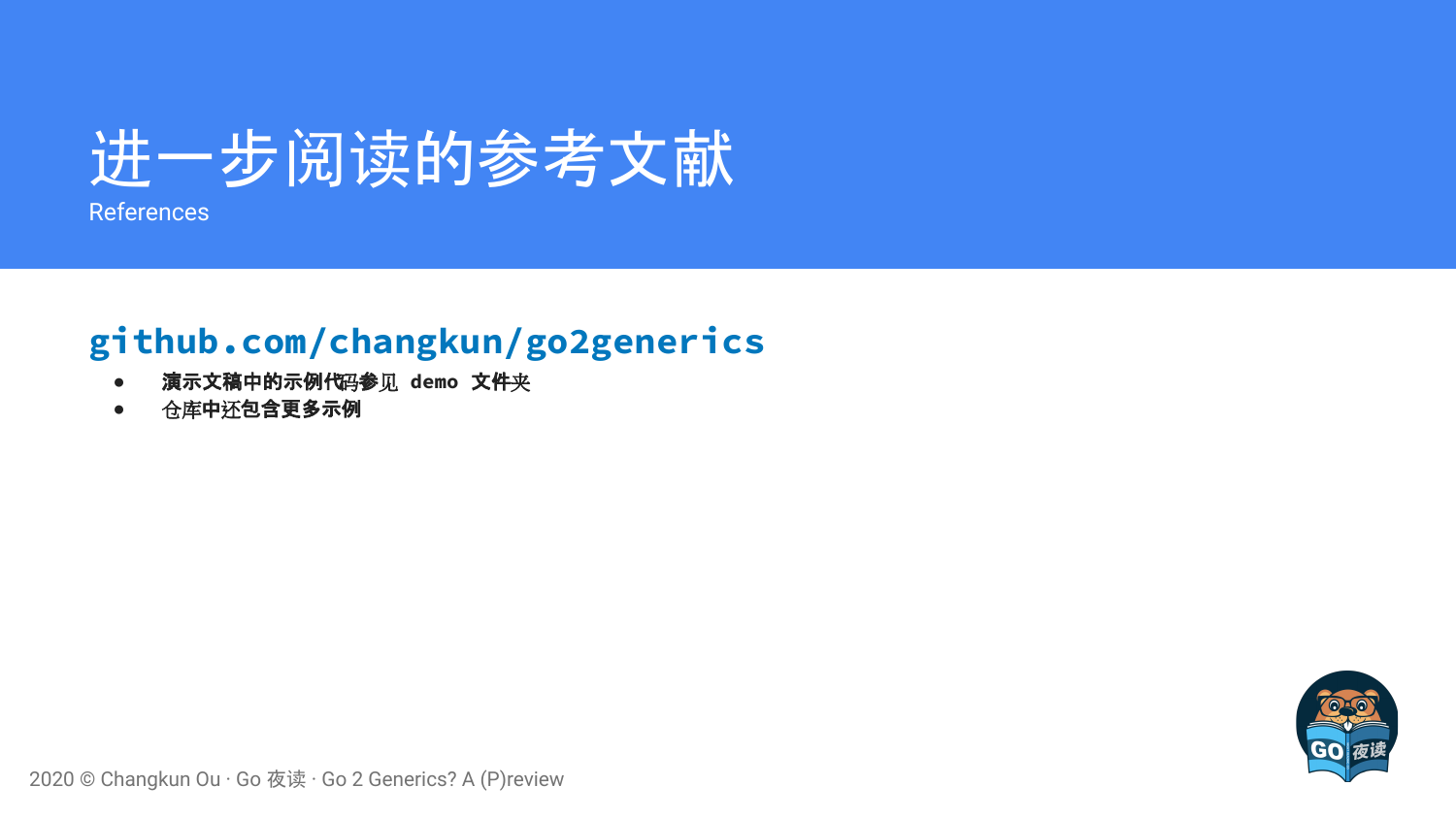# 进一步阅读的参考文献

References

## github.com/changkun/go2generics

- 演示文稿中的示例代码参见 demo 文件夹
- 仓库中还包含更多示例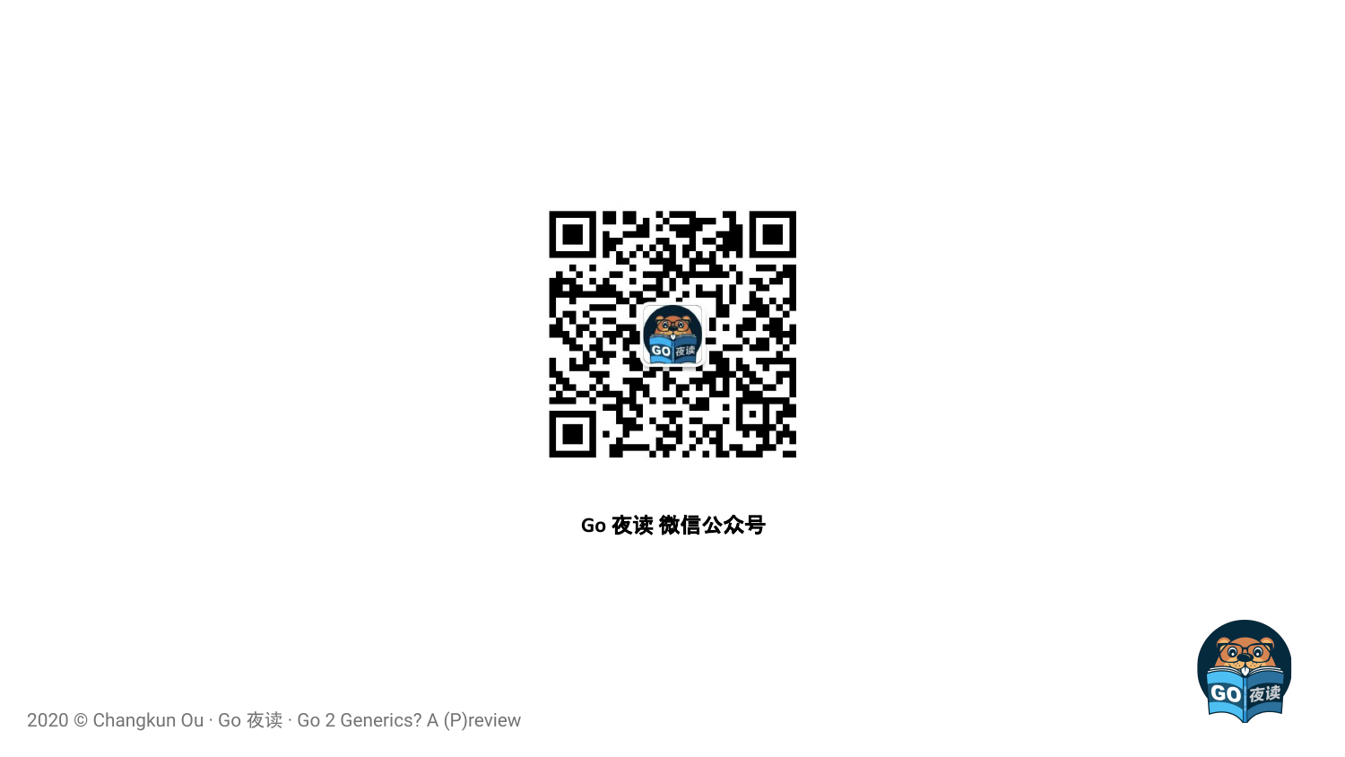Go 夜读 微信公众号